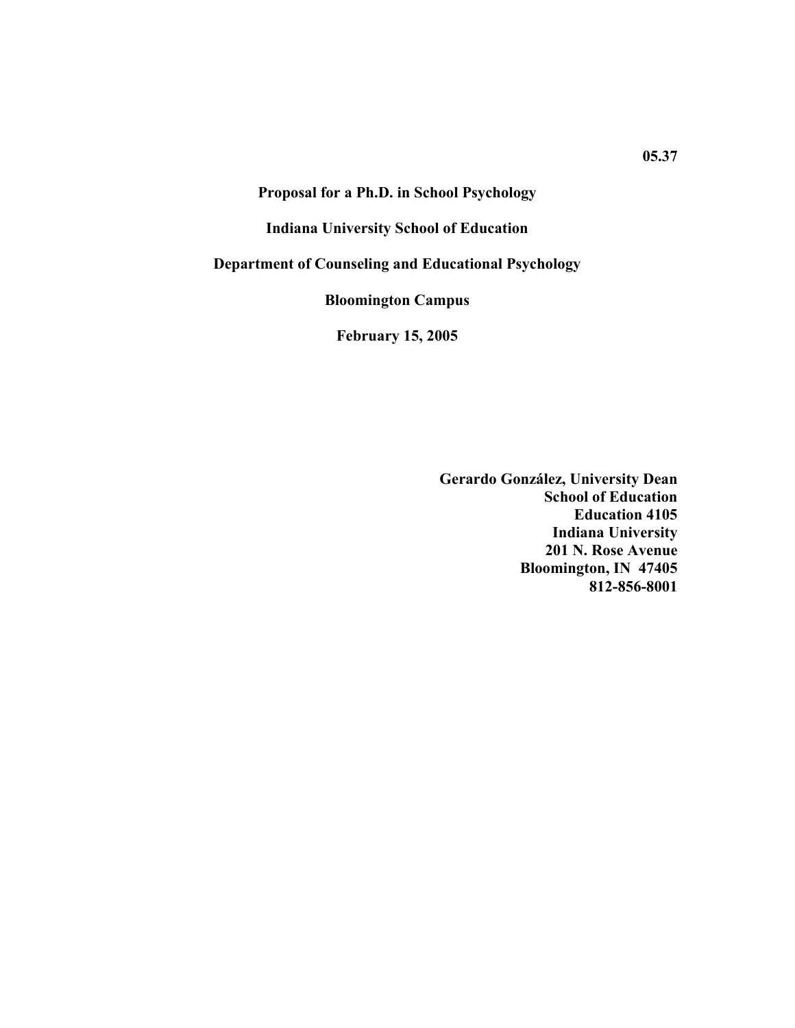**05.37**

# Proposal for a Ph.D. in School Psychology

**Indiana University School of Education**

**Department of Counseling and Educational Psychology**

**Bloomington Campus**

**February 15, 2005**

**Gerardo González, University Dean**
**School of Education**
**Education 4105**
**Indiana University**
**201 N. Rose Avenue**
**Bloomington, IN 47405**
**812-856-8001**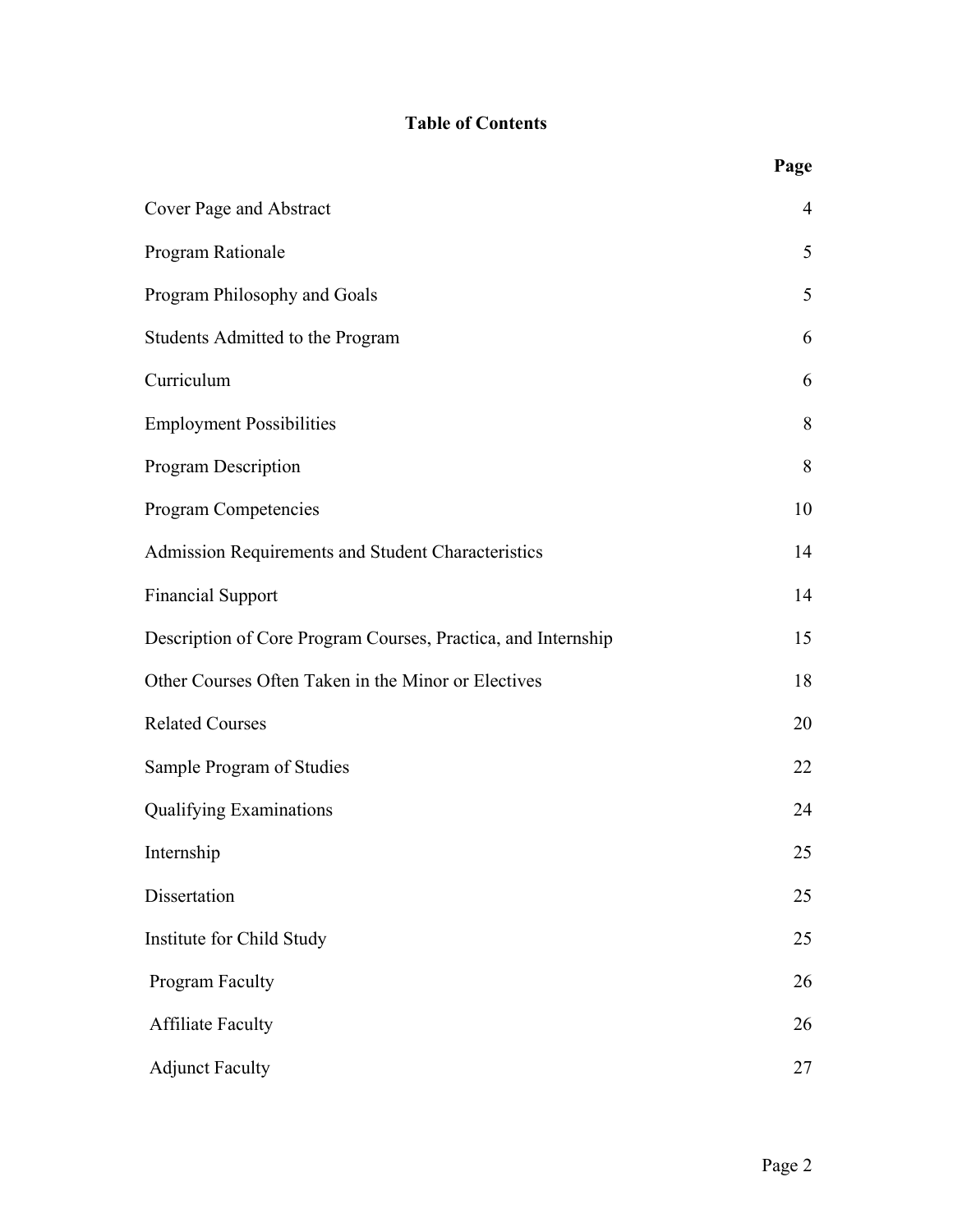# Table of Contents

| | Page |
|---|---|
| Cover Page and Abstract | 4 |
| Program Rationale | 5 |
| Program Philosophy and Goals | 5 |
| Students Admitted to the Program | 6 |
| Curriculum | 6 |
| Employment Possibilities | 8 |
| Program Description | 8 |
| Program Competencies | 10 |
| Admission Requirements and Student Characteristics | 14 |
| Financial Support | 14 |
| Description of Core Program Courses, Practica, and Internship | 15 |
| Other Courses Often Taken in the Minor or Electives | 18 |
| Related Courses | 20 |
| Sample Program of Studies | 22 |
| Qualifying Examinations | 24 |
| Internship | 25 |
| Dissertation | 25 |
| Institute for Child Study | 25 |
| Program Faculty | 26 |
| Affiliate Faculty | 26 |
| Adjunct Faculty | 27 |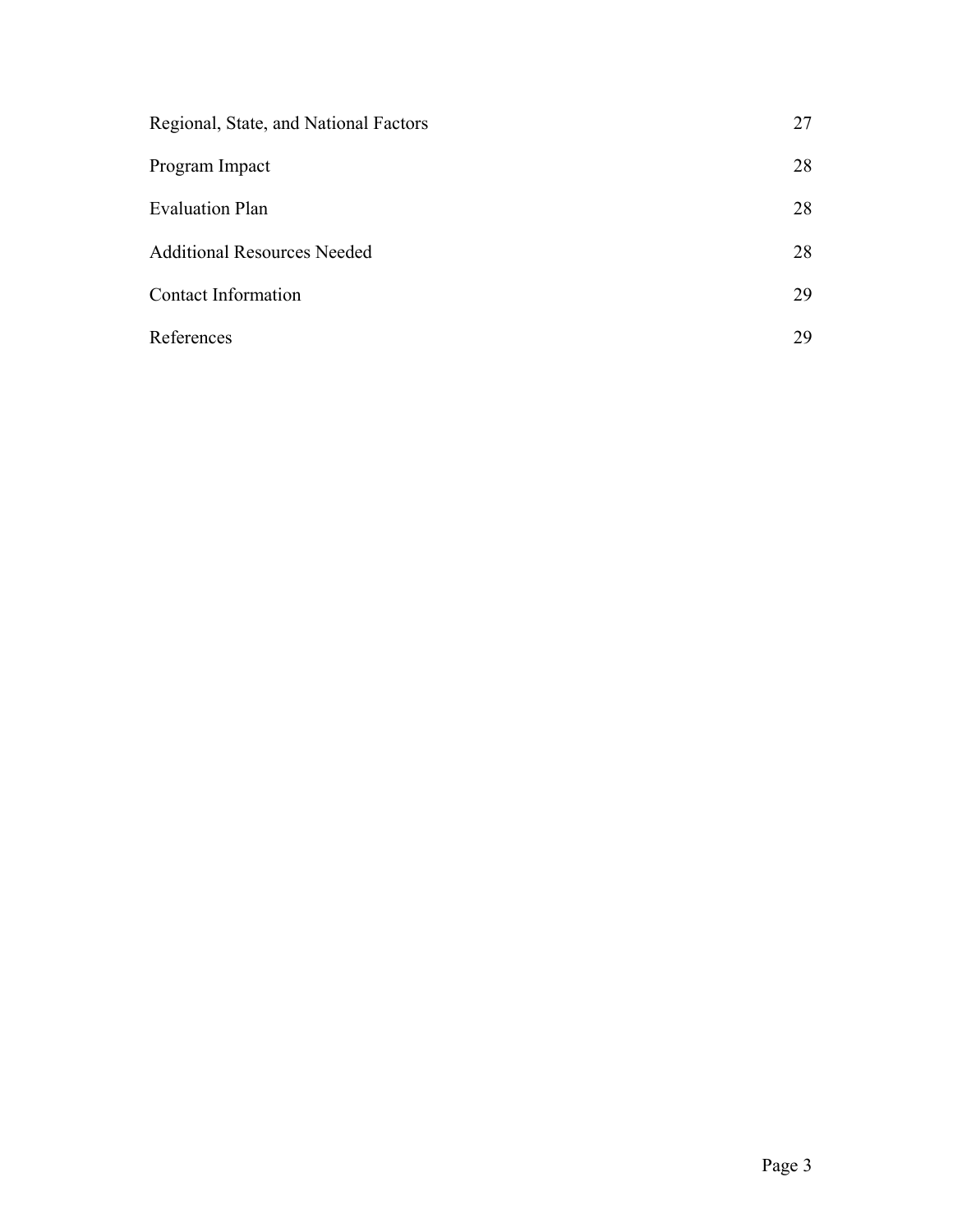| | |
|---|---|
| Regional, State, and National Factors | 27 |
| Program Impact | 28 |
| Evaluation Plan | 28 |
| Additional Resources Needed | 28 |
| Contact Information | 29 |
| References | 29 |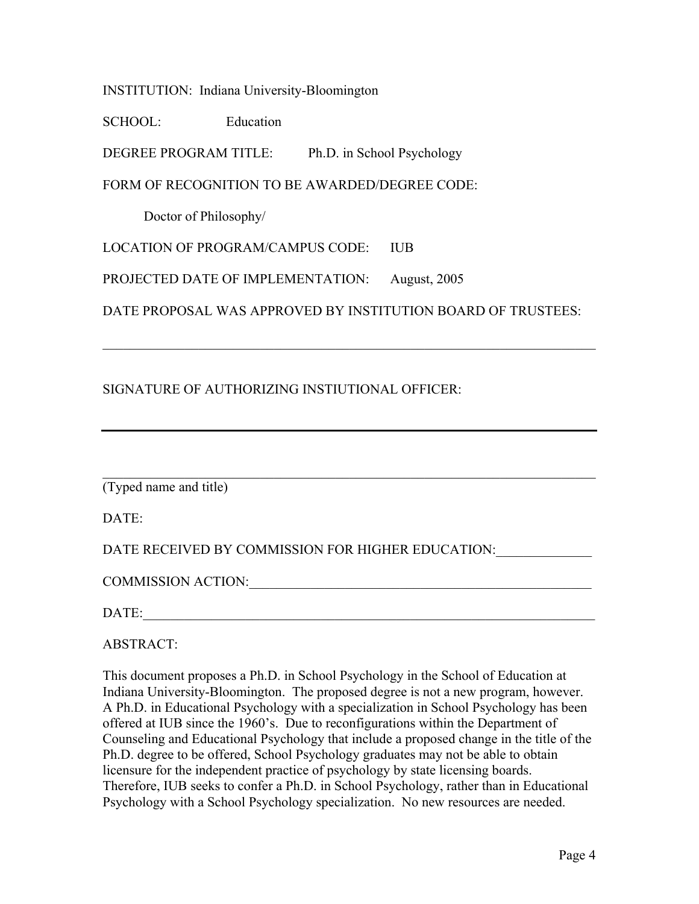INSTITUTION: Indiana University-Bloomington

SCHOOL: Education

DEGREE PROGRAM TITLE: Ph.D. in School Psychology

FORM OF RECOGNITION TO BE AWARDED/DEGREE CODE:

Doctor of Philosophy/

LOCATION OF PROGRAM/CAMPUS CODE: IUB

PROJECTED DATE OF IMPLEMENTATION: August, 2005

DATE PROPOSAL WAS APPROVED BY INSTITUTION BOARD OF TRUSTEES:

_______________________________________________________________

SIGNATURE OF AUTHORIZING INSTIUTIONAL OFFICER:

_______________________________________________________________

_______________________________________________________________

(Typed name and title)

DATE:

DATE RECEIVED BY COMMISSION FOR HIGHER EDUCATION:______________

COMMISSION ACTION:_____________________________________________

DATE:_________________________________________________________

ABSTRACT:

This document proposes a Ph.D. in School Psychology in the School of Education at Indiana University-Bloomington. The proposed degree is not a new program, however. A Ph.D. in Educational Psychology with a specialization in School Psychology has been offered at IUB since the 1960's. Due to reconfigurations within the Department of Counseling and Educational Psychology that include a proposed change in the title of the Ph.D. degree to be offered, School Psychology graduates may not be able to obtain licensure for the independent practice of psychology by state licensing boards. Therefore, IUB seeks to confer a Ph.D. in School Psychology, rather than in Educational Psychology with a School Psychology specialization. No new resources are needed.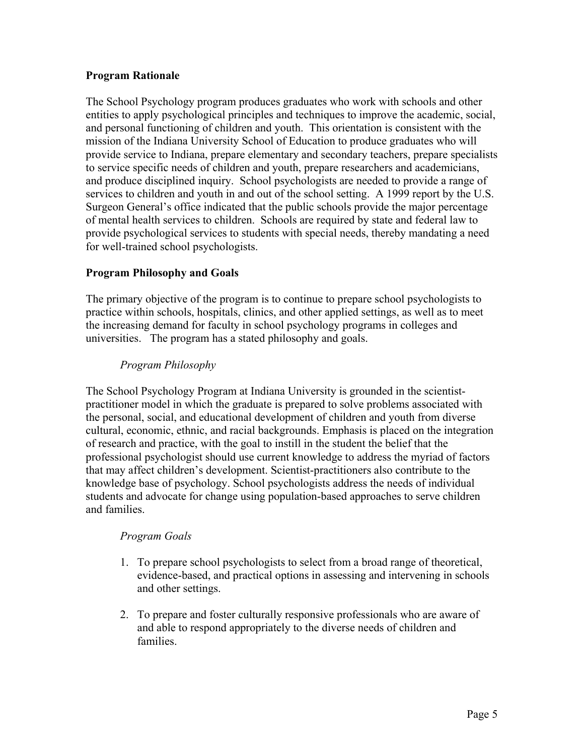## Program Rationale

The School Psychology program produces graduates who work with schools and other entities to apply psychological principles and techniques to improve the academic, social, and personal functioning of children and youth. This orientation is consistent with the mission of the Indiana University School of Education to produce graduates who will provide service to Indiana, prepare elementary and secondary teachers, prepare specialists to service specific needs of children and youth, prepare researchers and academicians, and produce disciplined inquiry. School psychologists are needed to provide a range of services to children and youth in and out of the school setting. A 1999 report by the U.S. Surgeon General's office indicated that the public schools provide the major percentage of mental health services to children. Schools are required by state and federal law to provide psychological services to students with special needs, thereby mandating a need for well-trained school psychologists.

## Program Philosophy and Goals

The primary objective of the program is to continue to prepare school psychologists to practice within schools, hospitals, clinics, and other applied settings, as well as to meet the increasing demand for faculty in school psychology programs in colleges and universities. The program has a stated philosophy and goals.

### *Program Philosophy*

The School Psychology Program at Indiana University is grounded in the scientist-practitioner model in which the graduate is prepared to solve problems associated with the personal, social, and educational development of children and youth from diverse cultural, economic, ethnic, and racial backgrounds. Emphasis is placed on the integration of research and practice, with the goal to instill in the student the belief that the professional psychologist should use current knowledge to address the myriad of factors that may affect children's development. Scientist-practitioners also contribute to the knowledge base of psychology. School psychologists address the needs of individual students and advocate for change using population-based approaches to serve children and families.

### *Program Goals*

1. To prepare school psychologists to select from a broad range of theoretical, evidence-based, and practical options in assessing and intervening in schools and other settings.

2. To prepare and foster culturally responsive professionals who are aware of and able to respond appropriately to the diverse needs of children and families.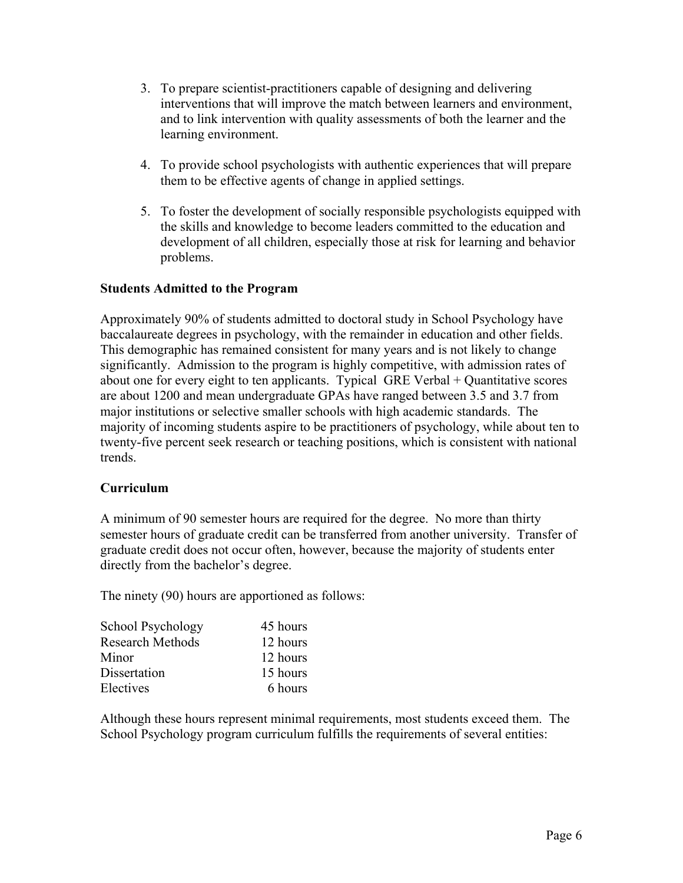3. To prepare scientist-practitioners capable of designing and delivering interventions that will improve the match between learners and environment, and to link intervention with quality assessments of both the learner and the learning environment.

4. To provide school psychologists with authentic experiences that will prepare them to be effective agents of change in applied settings.

5. To foster the development of socially responsible psychologists equipped with the skills and knowledge to become leaders committed to the education and development of all children, especially those at risk for learning and behavior problems.

**Students Admitted to the Program**

Approximately 90% of students admitted to doctoral study in School Psychology have baccalaureate degrees in psychology, with the remainder in education and other fields. This demographic has remained consistent for many years and is not likely to change significantly. Admission to the program is highly competitive, with admission rates of about one for every eight to ten applicants. Typical GRE Verbal + Quantitative scores are about 1200 and mean undergraduate GPAs have ranged between 3.5 and 3.7 from major institutions or selective smaller schools with high academic standards. The majority of incoming students aspire to be practitioners of psychology, while about ten to twenty-five percent seek research or teaching positions, which is consistent with national trends.

**Curriculum**

A minimum of 90 semester hours are required for the degree. No more than thirty semester hours of graduate credit can be transferred from another university. Transfer of graduate credit does not occur often, however, because the majority of students enter directly from the bachelor's degree.

The ninety (90) hours are apportioned as follows:

| | |
|---|---|
| School Psychology | 45 hours |
| Research Methods | 12 hours |
| Minor | 12 hours |
| Dissertation | 15 hours |
| Electives | 6 hours |

Although these hours represent minimal requirements, most students exceed them. The School Psychology program curriculum fulfills the requirements of several entities: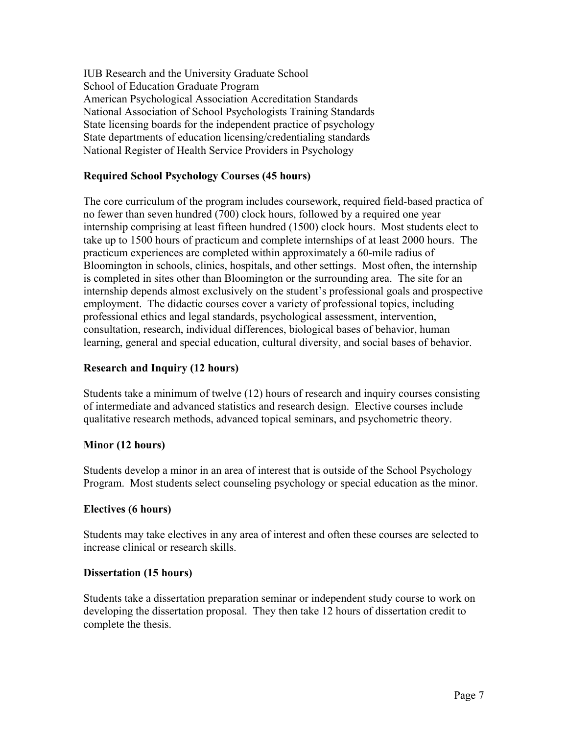IUB Research and the University Graduate School
School of Education Graduate Program
American Psychological Association Accreditation Standards
National Association of School Psychologists Training Standards
State licensing boards for the independent practice of psychology
State departments of education licensing/credentialing standards
National Register of Health Service Providers in Psychology

**Required School Psychology Courses (45 hours)**

The core curriculum of the program includes coursework, required field-based practica of no fewer than seven hundred (700) clock hours, followed by a required one year internship comprising at least fifteen hundred (1500) clock hours. Most students elect to take up to 1500 hours of practicum and complete internships of at least 2000 hours. The practicum experiences are completed within approximately a 60-mile radius of Bloomington in schools, clinics, hospitals, and other settings. Most often, the internship is completed in sites other than Bloomington or the surrounding area. The site for an internship depends almost exclusively on the student's professional goals and prospective employment. The didactic courses cover a variety of professional topics, including professional ethics and legal standards, psychological assessment, intervention, consultation, research, individual differences, biological bases of behavior, human learning, general and special education, cultural diversity, and social bases of behavior.

**Research and Inquiry (12 hours)**

Students take a minimum of twelve (12) hours of research and inquiry courses consisting of intermediate and advanced statistics and research design. Elective courses include qualitative research methods, advanced topical seminars, and psychometric theory.

**Minor (12 hours)**

Students develop a minor in an area of interest that is outside of the School Psychology Program. Most students select counseling psychology or special education as the minor.

**Electives (6 hours)**

Students may take electives in any area of interest and often these courses are selected to increase clinical or research skills.

**Dissertation (15 hours)**

Students take a dissertation preparation seminar or independent study course to work on developing the dissertation proposal. They then take 12 hours of dissertation credit to complete the thesis.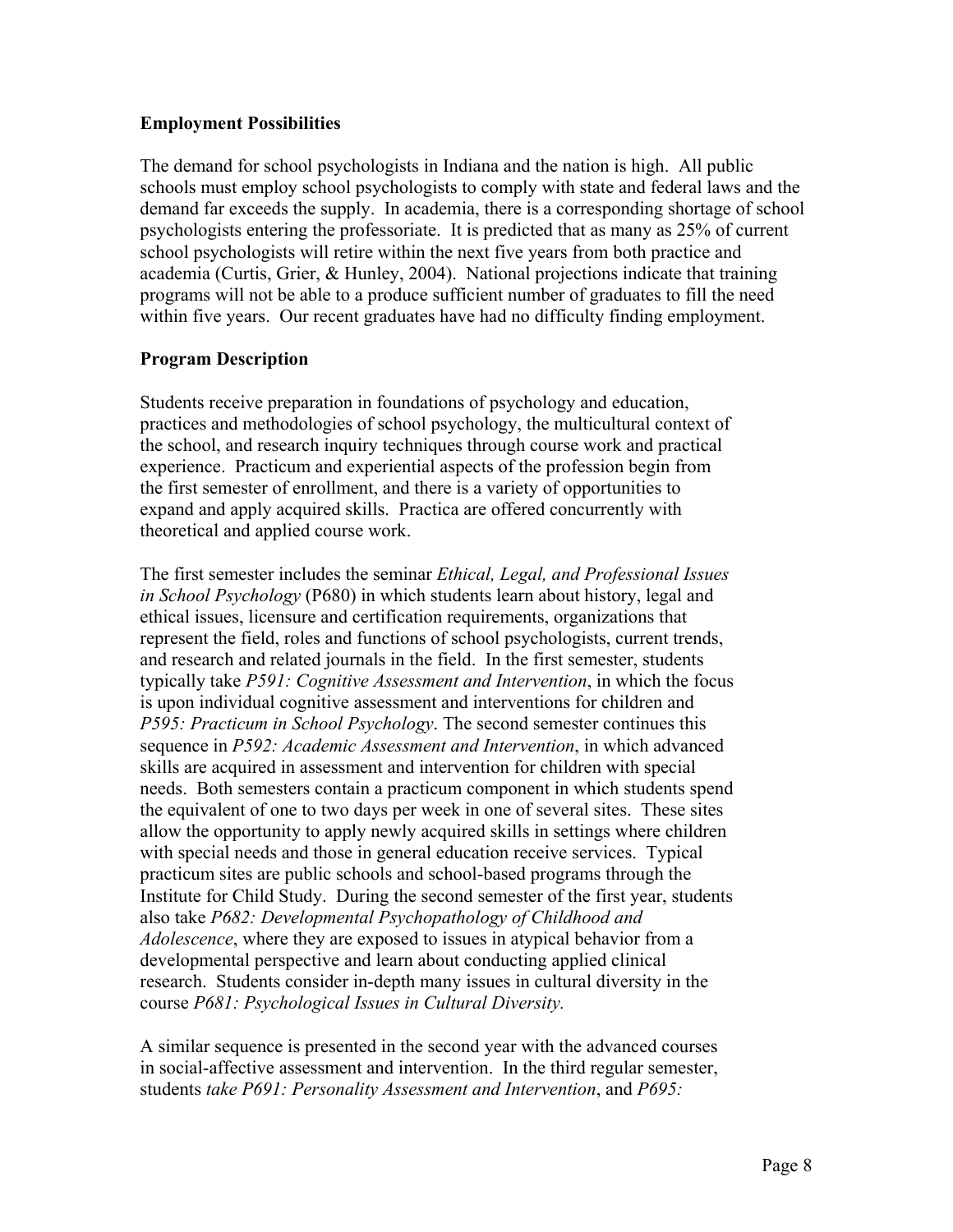**Employment Possibilities**

The demand for school psychologists in Indiana and the nation is high. All public schools must employ school psychologists to comply with state and federal laws and the demand far exceeds the supply. In academia, there is a corresponding shortage of school psychologists entering the professoriate. It is predicted that as many as 25% of current school psychologists will retire within the next five years from both practice and academia (Curtis, Grier, & Hunley, 2004). National projections indicate that training programs will not be able to a produce sufficient number of graduates to fill the need within five years. Our recent graduates have had no difficulty finding employment.

**Program Description**

Students receive preparation in foundations of psychology and education, practices and methodologies of school psychology, the multicultural context of the school, and research inquiry techniques through course work and practical experience. Practicum and experiential aspects of the profession begin from the first semester of enrollment, and there is a variety of opportunities to expand and apply acquired skills. Practica are offered concurrently with theoretical and applied course work.

The first semester includes the seminar *Ethical, Legal, and Professional Issues in School Psychology* (P680) in which students learn about history, legal and ethical issues, licensure and certification requirements, organizations that represent the field, roles and functions of school psychologists, current trends, and research and related journals in the field. In the first semester, students typically take *P591: Cognitive Assessment and Intervention*, in which the focus is upon individual cognitive assessment and interventions for children and *P595: Practicum in School Psychology*. The second semester continues this sequence in *P592: Academic Assessment and Intervention*, in which advanced skills are acquired in assessment and intervention for children with special needs. Both semesters contain a practicum component in which students spend the equivalent of one to two days per week in one of several sites. These sites allow the opportunity to apply newly acquired skills in settings where children with special needs and those in general education receive services. Typical practicum sites are public schools and school-based programs through the Institute for Child Study. During the second semester of the first year, students also take *P682: Developmental Psychopathology of Childhood and Adolescence*, where they are exposed to issues in atypical behavior from a developmental perspective and learn about conducting applied clinical research. Students consider in-depth many issues in cultural diversity in the course *P681: Psychological Issues in Cultural Diversity.*

A similar sequence is presented in the second year with the advanced courses in social-affective assessment and intervention. In the third regular semester, students *take P691: Personality Assessment and Intervention*, and *P695:*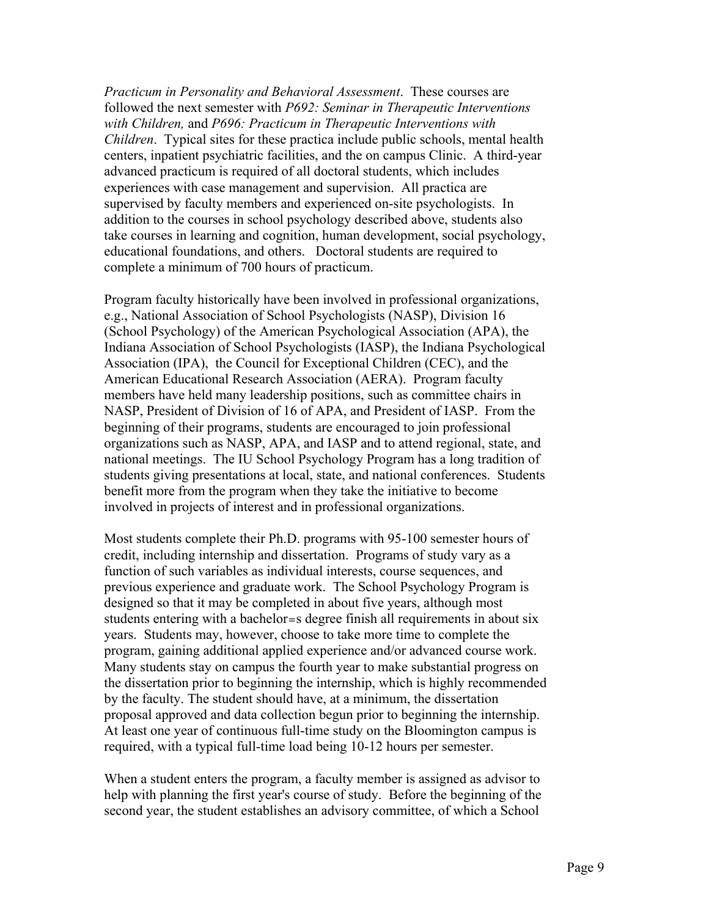*Practicum in Personality and Behavioral Assessment*. These courses are followed the next semester with *P692: Seminar in Therapeutic Interventions with Children,* and *P696: Practicum in Therapeutic Interventions with Children*. Typical sites for these practica include public schools, mental health centers, inpatient psychiatric facilities, and the on campus Clinic. A third-year advanced practicum is required of all doctoral students, which includes experiences with case management and supervision. All practica are supervised by faculty members and experienced on-site psychologists. In addition to the courses in school psychology described above, students also take courses in learning and cognition, human development, social psychology, educational foundations, and others. Doctoral students are required to complete a minimum of 700 hours of practicum.

Program faculty historically have been involved in professional organizations, e.g., National Association of School Psychologists (NASP), Division 16 (School Psychology) of the American Psychological Association (APA), the Indiana Association of School Psychologists (IASP), the Indiana Psychological Association (IPA), the Council for Exceptional Children (CEC), and the American Educational Research Association (AERA). Program faculty members have held many leadership positions, such as committee chairs in NASP, President of Division of 16 of APA, and President of IASP. From the beginning of their programs, students are encouraged to join professional organizations such as NASP, APA, and IASP and to attend regional, state, and national meetings. The IU School Psychology Program has a long tradition of students giving presentations at local, state, and national conferences. Students benefit more from the program when they take the initiative to become involved in projects of interest and in professional organizations.

Most students complete their Ph.D. programs with 95-100 semester hours of credit, including internship and dissertation. Programs of study vary as a function of such variables as individual interests, course sequences, and previous experience and graduate work. The School Psychology Program is designed so that it may be completed in about five years, although most students entering with a bachelor=s degree finish all requirements in about six years. Students may, however, choose to take more time to complete the program, gaining additional applied experience and/or advanced course work. Many students stay on campus the fourth year to make substantial progress on the dissertation prior to beginning the internship, which is highly recommended by the faculty. The student should have, at a minimum, the dissertation proposal approved and data collection begun prior to beginning the internship. At least one year of continuous full-time study on the Bloomington campus is required, with a typical full-time load being 10-12 hours per semester.

When a student enters the program, a faculty member is assigned as advisor to help with planning the first year's course of study. Before the beginning of the second year, the student establishes an advisory committee, of which a School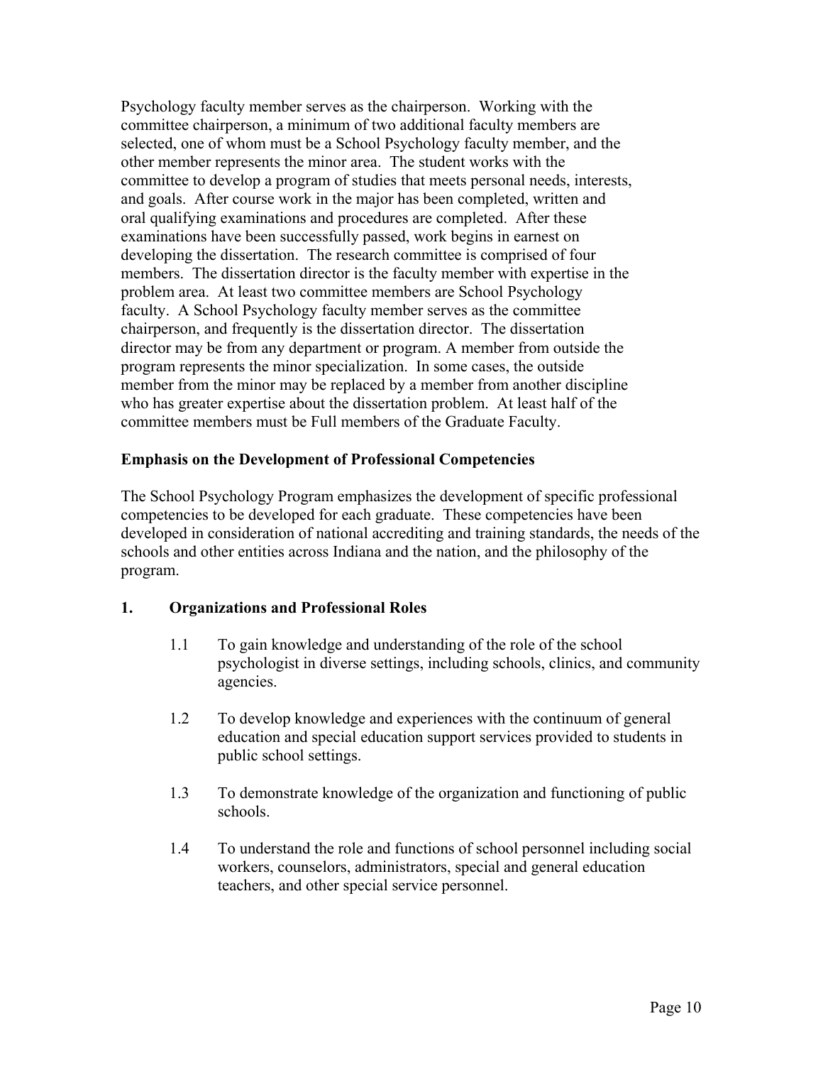Psychology faculty member serves as the chairperson. Working with the committee chairperson, a minimum of two additional faculty members are selected, one of whom must be a School Psychology faculty member, and the other member represents the minor area. The student works with the committee to develop a program of studies that meets personal needs, interests, and goals. After course work in the major has been completed, written and oral qualifying examinations and procedures are completed. After these examinations have been successfully passed, work begins in earnest on developing the dissertation. The research committee is comprised of four members. The dissertation director is the faculty member with expertise in the problem area. At least two committee members are School Psychology faculty. A School Psychology faculty member serves as the committee chairperson, and frequently is the dissertation director. The dissertation director may be from any department or program. A member from outside the program represents the minor specialization. In some cases, the outside member from the minor may be replaced by a member from another discipline who has greater expertise about the dissertation problem. At least half of the committee members must be Full members of the Graduate Faculty.

**Emphasis on the Development of Professional Competencies**

The School Psychology Program emphasizes the development of specific professional competencies to be developed for each graduate. These competencies have been developed in consideration of national accrediting and training standards, the needs of the schools and other entities across Indiana and the nation, and the philosophy of the program.

**1. Organizations and Professional Roles**

1.1 To gain knowledge and understanding of the role of the school psychologist in diverse settings, including schools, clinics, and community agencies.

1.2 To develop knowledge and experiences with the continuum of general education and special education support services provided to students in public school settings.

1.3 To demonstrate knowledge of the organization and functioning of public schools.

1.4 To understand the role and functions of school personnel including social workers, counselors, administrators, special and general education teachers, and other special service personnel.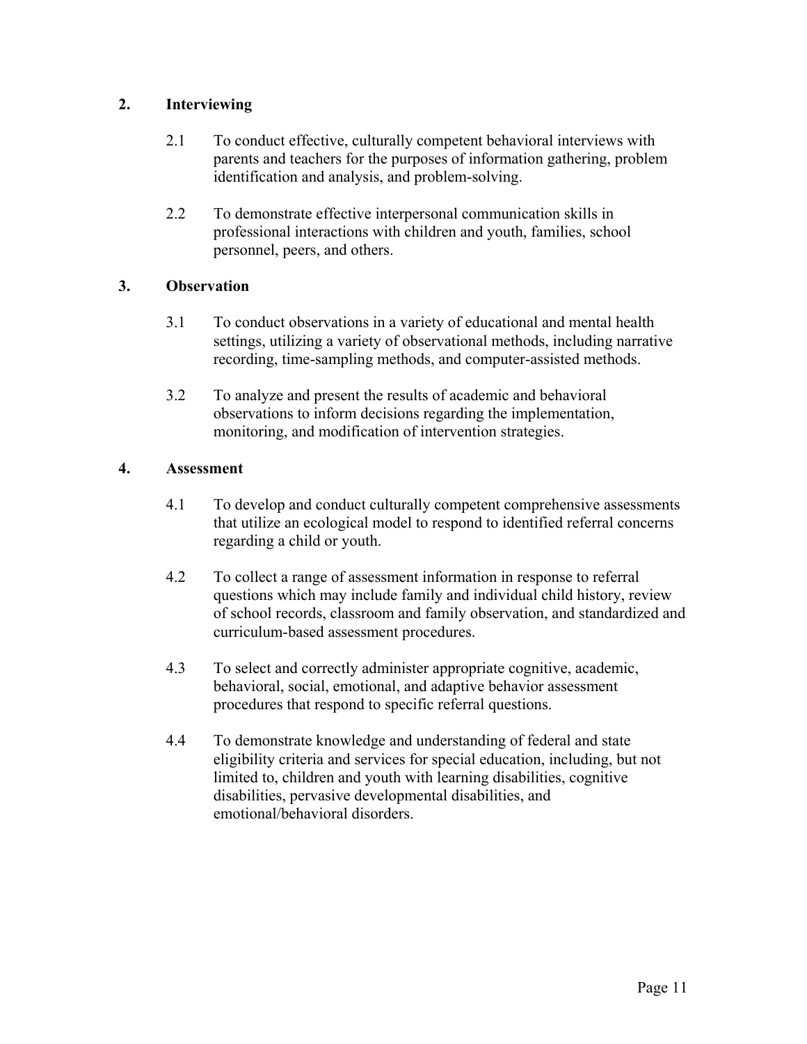## 2. Interviewing

2.1 To conduct effective, culturally competent behavioral interviews with parents and teachers for the purposes of information gathering, problem identification and analysis, and problem-solving.

2.2 To demonstrate effective interpersonal communication skills in professional interactions with children and youth, families, school personnel, peers, and others.

## 3. Observation

3.1 To conduct observations in a variety of educational and mental health settings, utilizing a variety of observational methods, including narrative recording, time-sampling methods, and computer-assisted methods.

3.2 To analyze and present the results of academic and behavioral observations to inform decisions regarding the implementation, monitoring, and modification of intervention strategies.

## 4. Assessment

4.1 To develop and conduct culturally competent comprehensive assessments that utilize an ecological model to respond to identified referral concerns regarding a child or youth.

4.2 To collect a range of assessment information in response to referral questions which may include family and individual child history, review of school records, classroom and family observation, and standardized and curriculum-based assessment procedures.

4.3 To select and correctly administer appropriate cognitive, academic, behavioral, social, emotional, and adaptive behavior assessment procedures that respond to specific referral questions.

4.4 To demonstrate knowledge and understanding of federal and state eligibility criteria and services for special education, including, but not limited to, children and youth with learning disabilities, cognitive disabilities, pervasive developmental disabilities, and emotional/behavioral disorders.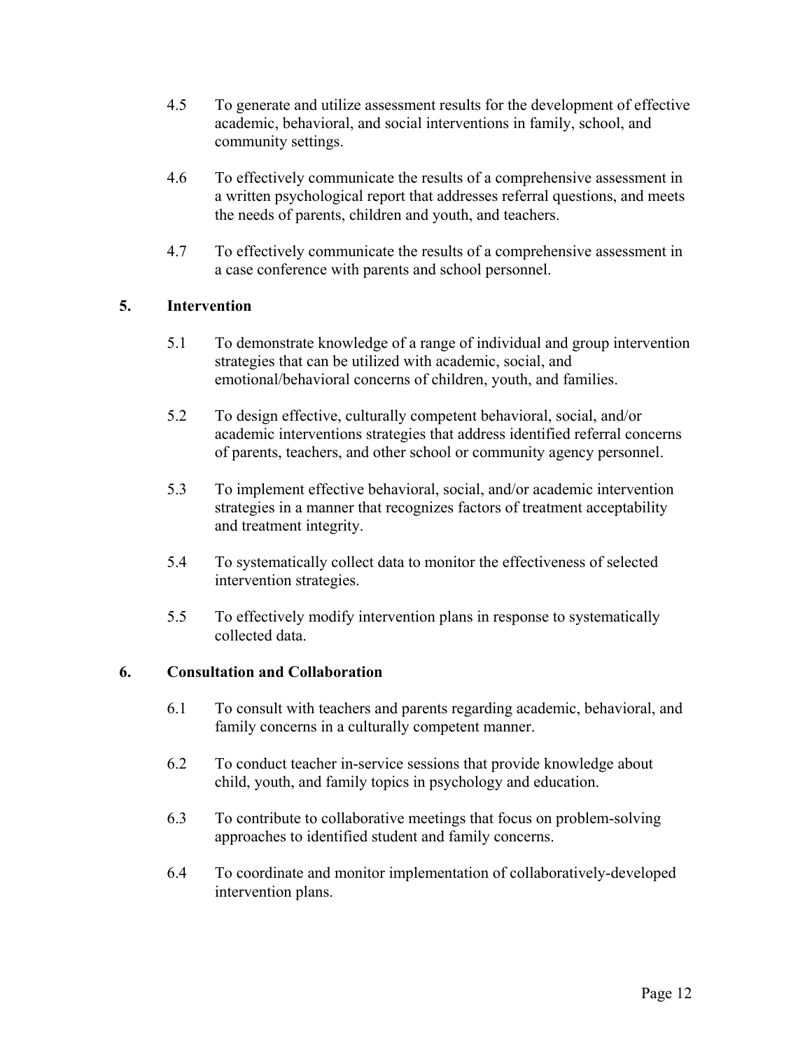4.5 To generate and utilize assessment results for the development of effective academic, behavioral, and social interventions in family, school, and community settings.

4.6 To effectively communicate the results of a comprehensive assessment in a written psychological report that addresses referral questions, and meets the needs of parents, children and youth, and teachers.

4.7 To effectively communicate the results of a comprehensive assessment in a case conference with parents and school personnel.

## 5. Intervention

5.1 To demonstrate knowledge of a range of individual and group intervention strategies that can be utilized with academic, social, and emotional/behavioral concerns of children, youth, and families.

5.2 To design effective, culturally competent behavioral, social, and/or academic interventions strategies that address identified referral concerns of parents, teachers, and other school or community agency personnel.

5.3 To implement effective behavioral, social, and/or academic intervention strategies in a manner that recognizes factors of treatment acceptability and treatment integrity.

5.4 To systematically collect data to monitor the effectiveness of selected intervention strategies.

5.5 To effectively modify intervention plans in response to systematically collected data.

## 6. Consultation and Collaboration

6.1 To consult with teachers and parents regarding academic, behavioral, and family concerns in a culturally competent manner.

6.2 To conduct teacher in-service sessions that provide knowledge about child, youth, and family topics in psychology and education.

6.3 To contribute to collaborative meetings that focus on problem-solving approaches to identified student and family concerns.

6.4 To coordinate and monitor implementation of collaboratively-developed intervention plans.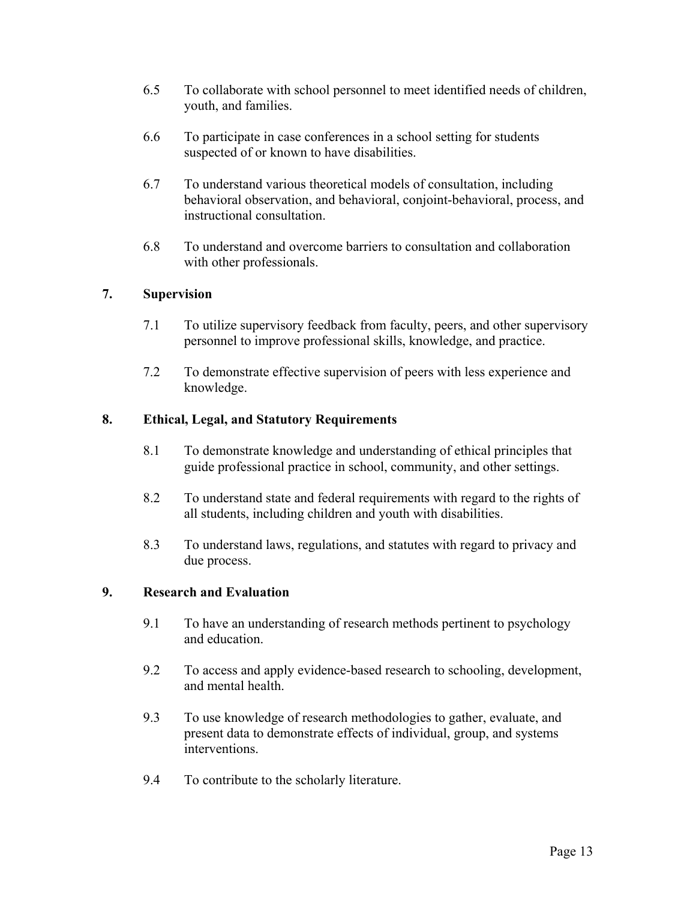6.5 To collaborate with school personnel to meet identified needs of children, youth, and families.

6.6 To participate in case conferences in a school setting for students suspected of or known to have disabilities.

6.7 To understand various theoretical models of consultation, including behavioral observation, and behavioral, conjoint-behavioral, process, and instructional consultation.

6.8 To understand and overcome barriers to consultation and collaboration with other professionals.

## 7. Supervision

7.1 To utilize supervisory feedback from faculty, peers, and other supervisory personnel to improve professional skills, knowledge, and practice.

7.2 To demonstrate effective supervision of peers with less experience and knowledge.

## 8. Ethical, Legal, and Statutory Requirements

8.1 To demonstrate knowledge and understanding of ethical principles that guide professional practice in school, community, and other settings.

8.2 To understand state and federal requirements with regard to the rights of all students, including children and youth with disabilities.

8.3 To understand laws, regulations, and statutes with regard to privacy and due process.

## 9. Research and Evaluation

9.1 To have an understanding of research methods pertinent to psychology and education.

9.2 To access and apply evidence-based research to schooling, development, and mental health.

9.3 To use knowledge of research methodologies to gather, evaluate, and present data to demonstrate effects of individual, group, and systems interventions.

9.4 To contribute to the scholarly literature.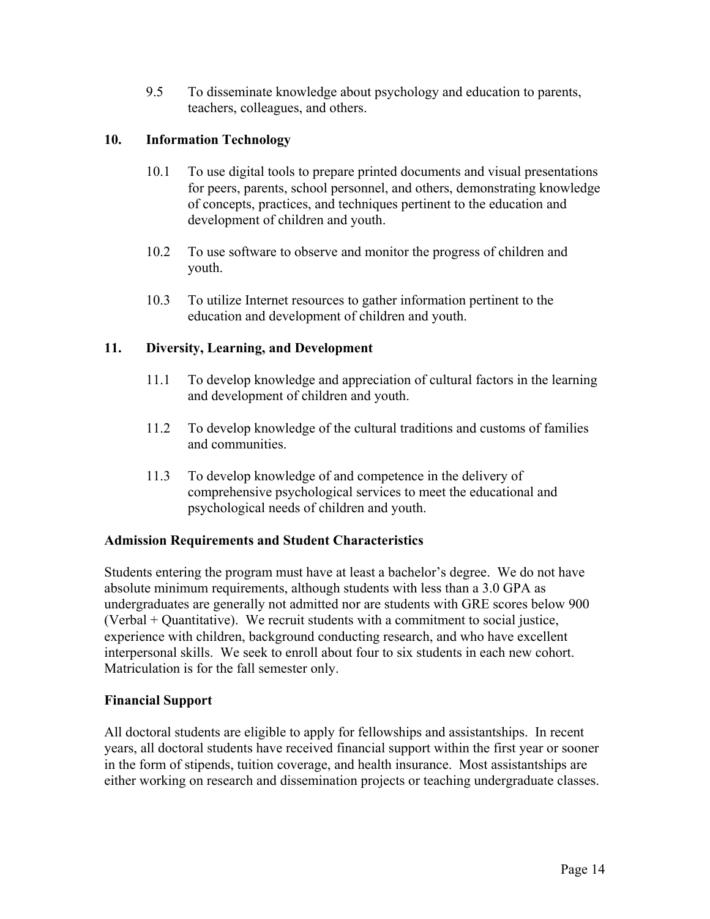9.5 To disseminate knowledge about psychology and education to parents, teachers, colleagues, and others.

**10. Information Technology**

10.1 To use digital tools to prepare printed documents and visual presentations for peers, parents, school personnel, and others, demonstrating knowledge of concepts, practices, and techniques pertinent to the education and development of children and youth.

10.2 To use software to observe and monitor the progress of children and youth.

10.3 To utilize Internet resources to gather information pertinent to the education and development of children and youth.

**11. Diversity, Learning, and Development**

11.1 To develop knowledge and appreciation of cultural factors in the learning and development of children and youth.

11.2 To develop knowledge of the cultural traditions and customs of families and communities.

11.3 To develop knowledge of and competence in the delivery of comprehensive psychological services to meet the educational and psychological needs of children and youth.

**Admission Requirements and Student Characteristics**

Students entering the program must have at least a bachelor's degree. We do not have absolute minimum requirements, although students with less than a 3.0 GPA as undergraduates are generally not admitted nor are students with GRE scores below 900 (Verbal + Quantitative). We recruit students with a commitment to social justice, experience with children, background conducting research, and who have excellent interpersonal skills. We seek to enroll about four to six students in each new cohort. Matriculation is for the fall semester only.

**Financial Support**

All doctoral students are eligible to apply for fellowships and assistantships. In recent years, all doctoral students have received financial support within the first year or sooner in the form of stipends, tuition coverage, and health insurance. Most assistantships are either working on research and dissemination projects or teaching undergraduate classes.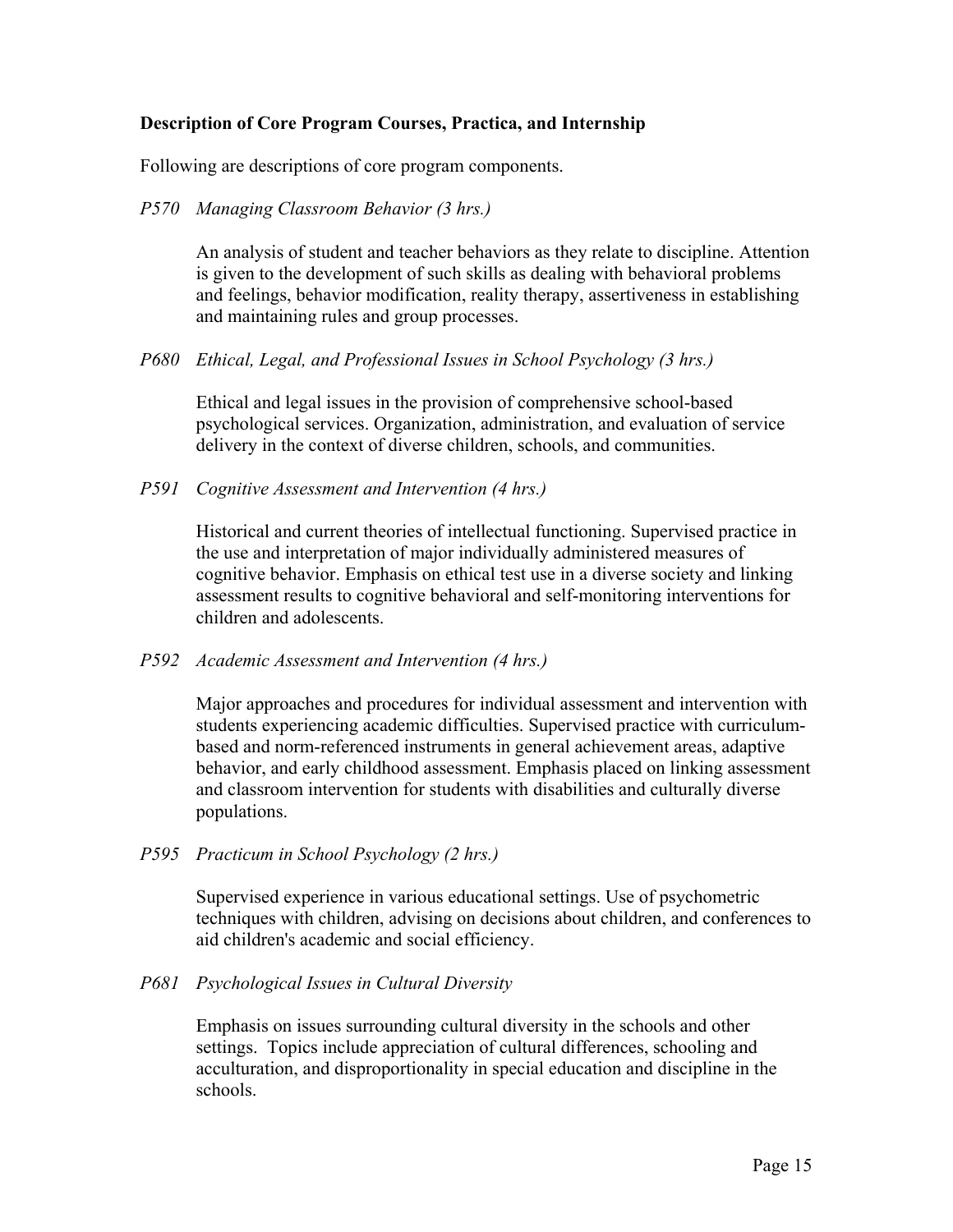**Description of Core Program Courses, Practica, and Internship**

Following are descriptions of core program components.

*P570 Managing Classroom Behavior (3 hrs.)*

An analysis of student and teacher behaviors as they relate to discipline. Attention is given to the development of such skills as dealing with behavioral problems and feelings, behavior modification, reality therapy, assertiveness in establishing and maintaining rules and group processes.

*P680 Ethical, Legal, and Professional Issues in School Psychology (3 hrs.)*

Ethical and legal issues in the provision of comprehensive school-based psychological services. Organization, administration, and evaluation of service delivery in the context of diverse children, schools, and communities.

*P591 Cognitive Assessment and Intervention (4 hrs.)*

Historical and current theories of intellectual functioning. Supervised practice in the use and interpretation of major individually administered measures of cognitive behavior. Emphasis on ethical test use in a diverse society and linking assessment results to cognitive behavioral and self-monitoring interventions for children and adolescents.

*P592 Academic Assessment and Intervention (4 hrs.)*

Major approaches and procedures for individual assessment and intervention with students experiencing academic difficulties. Supervised practice with curriculum-based and norm-referenced instruments in general achievement areas, adaptive behavior, and early childhood assessment. Emphasis placed on linking assessment and classroom intervention for students with disabilities and culturally diverse populations.

*P595 Practicum in School Psychology (2 hrs.)*

Supervised experience in various educational settings. Use of psychometric techniques with children, advising on decisions about children, and conferences to aid children's academic and social efficiency.

*P681 Psychological Issues in Cultural Diversity*

Emphasis on issues surrounding cultural diversity in the schools and other settings. Topics include appreciation of cultural differences, schooling and acculturation, and disproportionality in special education and discipline in the schools.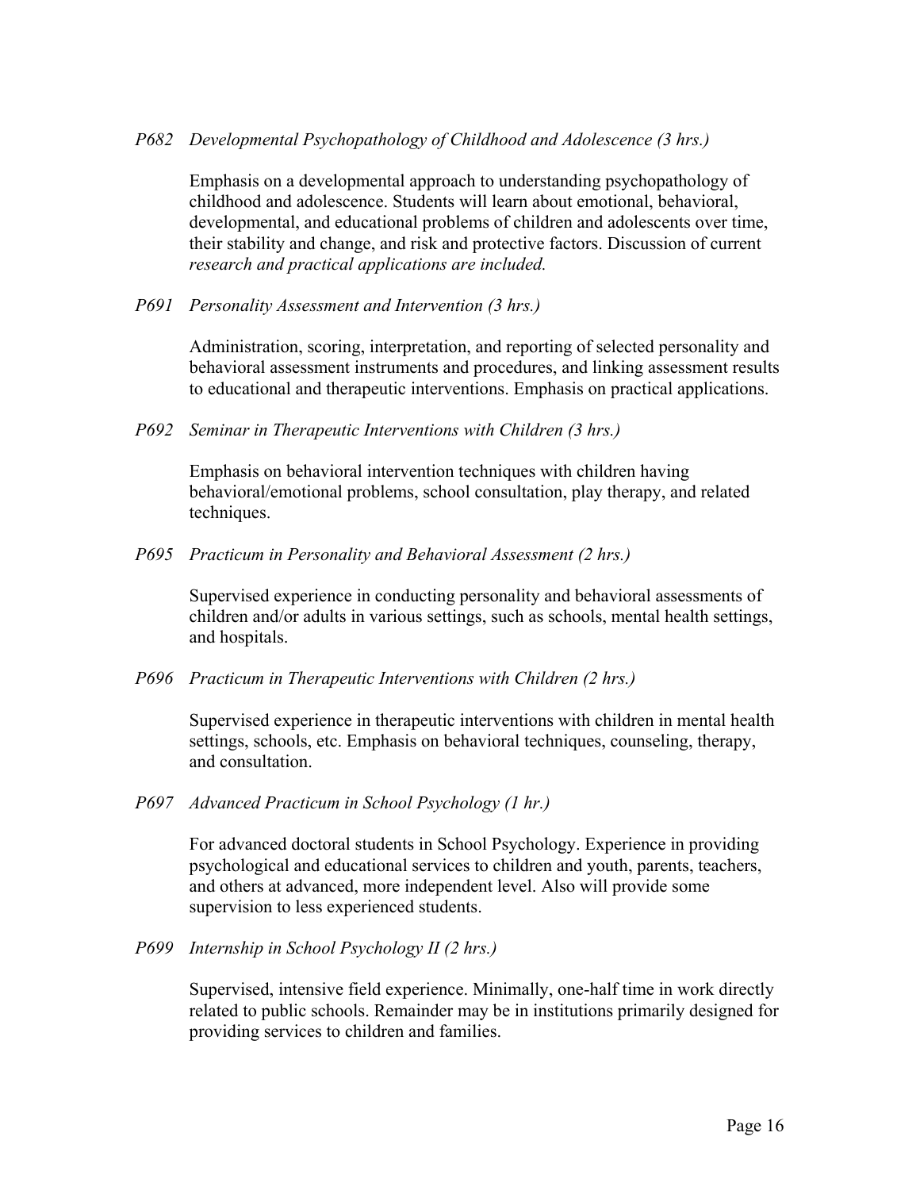*P682 Developmental Psychopathology of Childhood and Adolescence (3 hrs.)*

Emphasis on a developmental approach to understanding psychopathology of childhood and adolescence. Students will learn about emotional, behavioral, developmental, and educational problems of children and adolescents over time, their stability and change, and risk and protective factors. Discussion of current *research and practical applications are included.*

*P691 Personality Assessment and Intervention (3 hrs.)*

Administration, scoring, interpretation, and reporting of selected personality and behavioral assessment instruments and procedures, and linking assessment results to educational and therapeutic interventions. Emphasis on practical applications.

*P692 Seminar in Therapeutic Interventions with Children (3 hrs.)*

Emphasis on behavioral intervention techniques with children having behavioral/emotional problems, school consultation, play therapy, and related techniques.

*P695 Practicum in Personality and Behavioral Assessment (2 hrs.)*

Supervised experience in conducting personality and behavioral assessments of children and/or adults in various settings, such as schools, mental health settings, and hospitals.

*P696 Practicum in Therapeutic Interventions with Children (2 hrs.)*

Supervised experience in therapeutic interventions with children in mental health settings, schools, etc. Emphasis on behavioral techniques, counseling, therapy, and consultation.

*P697 Advanced Practicum in School Psychology (1 hr.)*

For advanced doctoral students in School Psychology. Experience in providing psychological and educational services to children and youth, parents, teachers, and others at advanced, more independent level. Also will provide some supervision to less experienced students.

*P699 Internship in School Psychology II (2 hrs.)*

Supervised, intensive field experience. Minimally, one-half time in work directly related to public schools. Remainder may be in institutions primarily designed for providing services to children and families.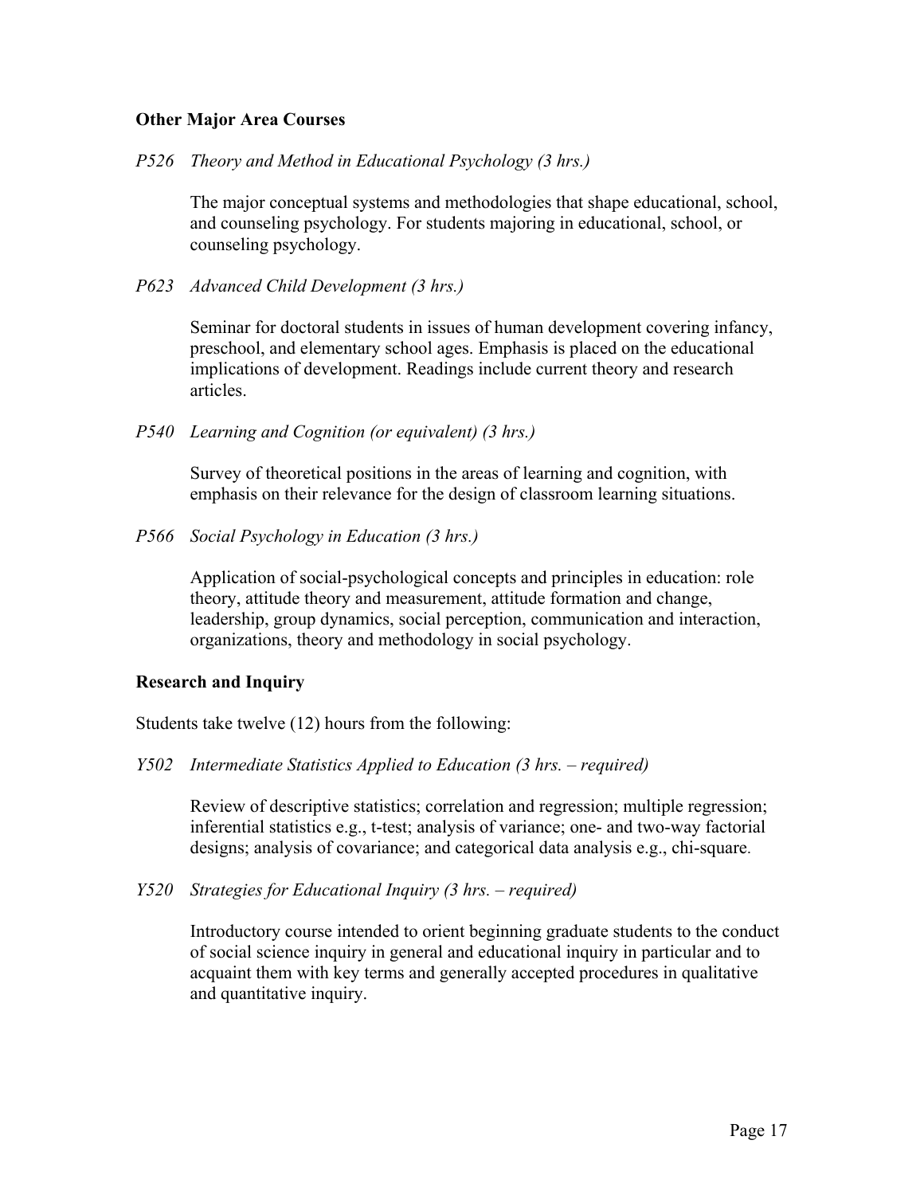### Other Major Area Courses

*P526 Theory and Method in Educational Psychology (3 hrs.)*

The major conceptual systems and methodologies that shape educational, school, and counseling psychology. For students majoring in educational, school, or counseling psychology.

*P623 Advanced Child Development (3 hrs.)*

Seminar for doctoral students in issues of human development covering infancy, preschool, and elementary school ages. Emphasis is placed on the educational implications of development. Readings include current theory and research articles.

*P540 Learning and Cognition (or equivalent) (3 hrs.)*

Survey of theoretical positions in the areas of learning and cognition, with emphasis on their relevance for the design of classroom learning situations.

*P566 Social Psychology in Education (3 hrs.)*

Application of social-psychological concepts and principles in education: role theory, attitude theory and measurement, attitude formation and change, leadership, group dynamics, social perception, communication and interaction, organizations, theory and methodology in social psychology.

### Research and Inquiry

Students take twelve (12) hours from the following:

*Y502 Intermediate Statistics Applied to Education (3 hrs. – required)*

Review of descriptive statistics; correlation and regression; multiple regression; inferential statistics e.g., t-test; analysis of variance; one- and two-way factorial designs; analysis of covariance; and categorical data analysis e.g., chi-square.

*Y520 Strategies for Educational Inquiry (3 hrs. – required)*

Introductory course intended to orient beginning graduate students to the conduct of social science inquiry in general and educational inquiry in particular and to acquaint them with key terms and generally accepted procedures in qualitative and quantitative inquiry.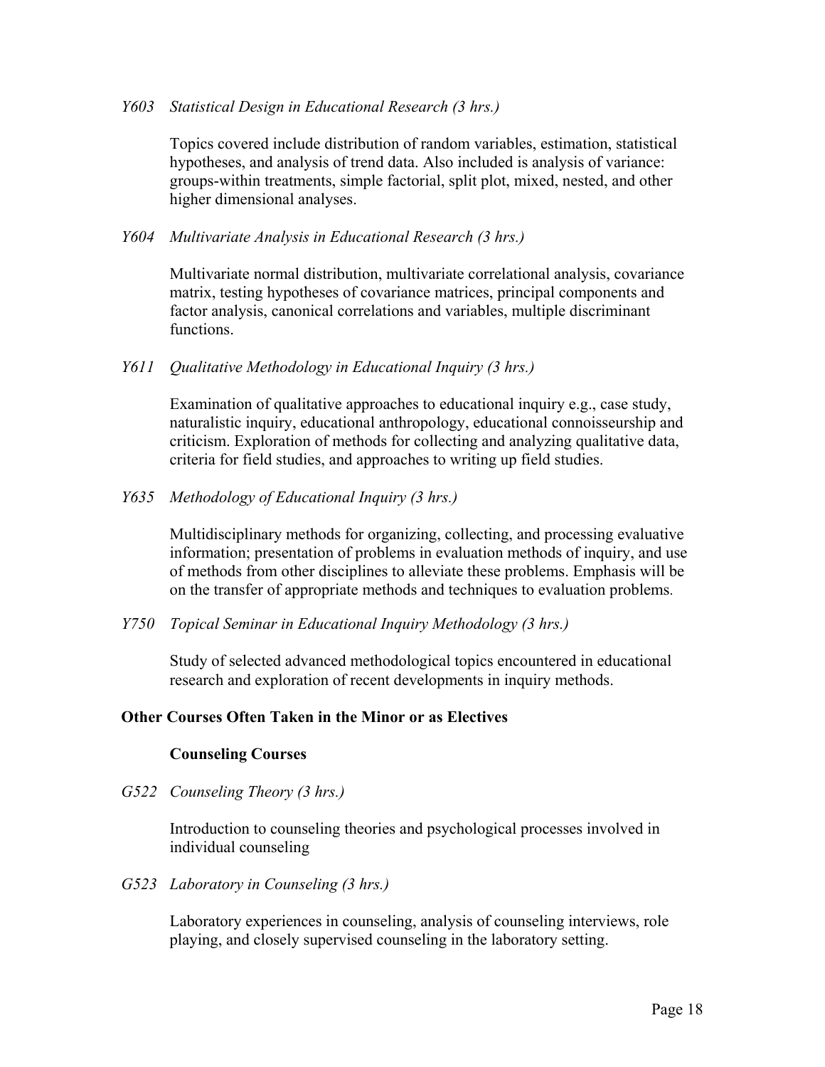*Y603 Statistical Design in Educational Research (3 hrs.)*

Topics covered include distribution of random variables, estimation, statistical hypotheses, and analysis of trend data. Also included is analysis of variance: groups-within treatments, simple factorial, split plot, mixed, nested, and other higher dimensional analyses.

*Y604 Multivariate Analysis in Educational Research (3 hrs.)*

Multivariate normal distribution, multivariate correlational analysis, covariance matrix, testing hypotheses of covariance matrices, principal components and factor analysis, canonical correlations and variables, multiple discriminant functions.

*Y611 Qualitative Methodology in Educational Inquiry (3 hrs.)*

Examination of qualitative approaches to educational inquiry e.g., case study, naturalistic inquiry, educational anthropology, educational connoisseurship and criticism. Exploration of methods for collecting and analyzing qualitative data, criteria for field studies, and approaches to writing up field studies.

*Y635 Methodology of Educational Inquiry (3 hrs.)*

Multidisciplinary methods for organizing, collecting, and processing evaluative information; presentation of problems in evaluation methods of inquiry, and use of methods from other disciplines to alleviate these problems. Emphasis will be on the transfer of appropriate methods and techniques to evaluation problems.

*Y750 Topical Seminar in Educational Inquiry Methodology (3 hrs.)*

Study of selected advanced methodological topics encountered in educational research and exploration of recent developments in inquiry methods.

**Other Courses Often Taken in the Minor or as Electives**

**Counseling Courses**

*G522 Counseling Theory (3 hrs.)*

Introduction to counseling theories and psychological processes involved in individual counseling

*G523 Laboratory in Counseling (3 hrs.)*

Laboratory experiences in counseling, analysis of counseling interviews, role playing, and closely supervised counseling in the laboratory setting.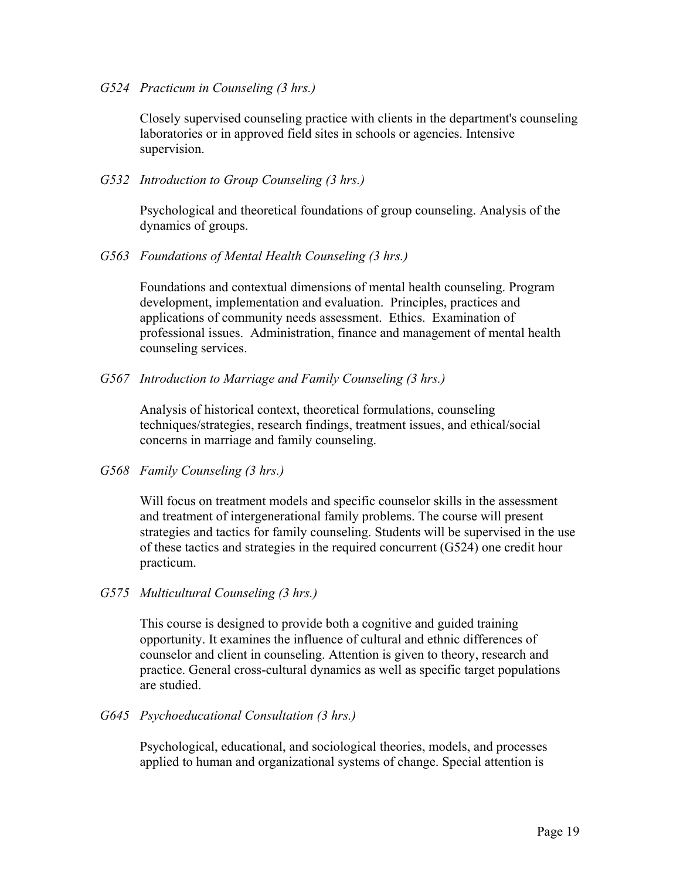*G524 Practicum in Counseling (3 hrs.)*

Closely supervised counseling practice with clients in the department's counseling laboratories or in approved field sites in schools or agencies. Intensive supervision.

*G532 Introduction to Group Counseling (3 hrs.)*

Psychological and theoretical foundations of group counseling. Analysis of the dynamics of groups.

*G563 Foundations of Mental Health Counseling (3 hrs.)*

Foundations and contextual dimensions of mental health counseling. Program development, implementation and evaluation. Principles, practices and applications of community needs assessment. Ethics. Examination of professional issues. Administration, finance and management of mental health counseling services.

*G567 Introduction to Marriage and Family Counseling (3 hrs.)*

Analysis of historical context, theoretical formulations, counseling techniques/strategies, research findings, treatment issues, and ethical/social concerns in marriage and family counseling.

*G568 Family Counseling (3 hrs.)*

Will focus on treatment models and specific counselor skills in the assessment and treatment of intergenerational family problems. The course will present strategies and tactics for family counseling. Students will be supervised in the use of these tactics and strategies in the required concurrent (G524) one credit hour practicum.

*G575 Multicultural Counseling (3 hrs.)*

This course is designed to provide both a cognitive and guided training opportunity. It examines the influence of cultural and ethnic differences of counselor and client in counseling. Attention is given to theory, research and practice. General cross-cultural dynamics as well as specific target populations are studied.

*G645 Psychoeducational Consultation (3 hrs.)*

Psychological, educational, and sociological theories, models, and processes applied to human and organizational systems of change. Special attention is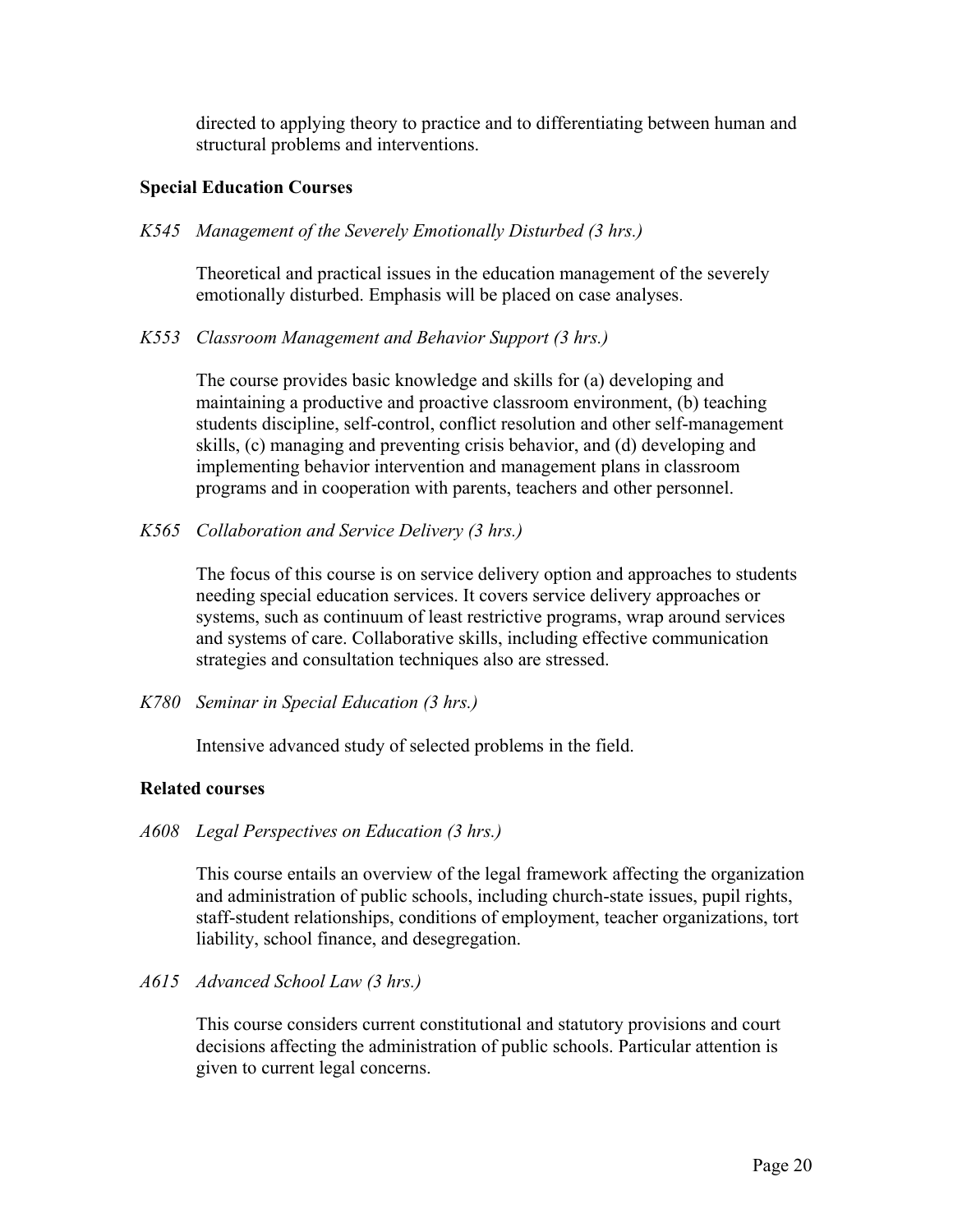directed to applying theory to practice and to differentiating between human and structural problems and interventions.

### Special Education Courses

*K545 Management of the Severely Emotionally Disturbed (3 hrs.)*

Theoretical and practical issues in the education management of the severely emotionally disturbed. Emphasis will be placed on case analyses.

*K553 Classroom Management and Behavior Support (3 hrs.)*

The course provides basic knowledge and skills for (a) developing and maintaining a productive and proactive classroom environment, (b) teaching students discipline, self-control, conflict resolution and other self-management skills, (c) managing and preventing crisis behavior, and (d) developing and implementing behavior intervention and management plans in classroom programs and in cooperation with parents, teachers and other personnel.

*K565 Collaboration and Service Delivery (3 hrs.)*

The focus of this course is on service delivery option and approaches to students needing special education services. It covers service delivery approaches or systems, such as continuum of least restrictive programs, wrap around services and systems of care. Collaborative skills, including effective communication strategies and consultation techniques also are stressed.

*K780 Seminar in Special Education (3 hrs.)*

Intensive advanced study of selected problems in the field.

### Related courses

*A608 Legal Perspectives on Education (3 hrs.)*

This course entails an overview of the legal framework affecting the organization and administration of public schools, including church-state issues, pupil rights, staff-student relationships, conditions of employment, teacher organizations, tort liability, school finance, and desegregation.

*A615 Advanced School Law (3 hrs.)*

This course considers current constitutional and statutory provisions and court decisions affecting the administration of public schools. Particular attention is given to current legal concerns.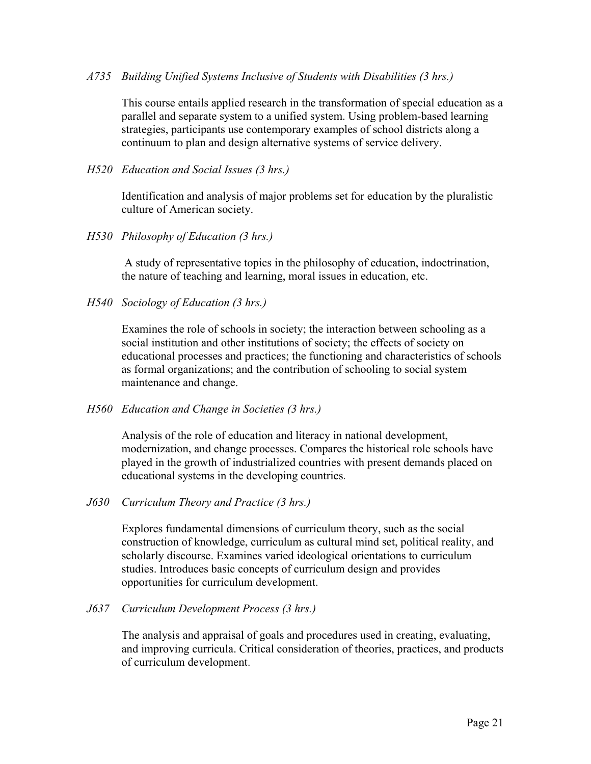*A735 Building Unified Systems Inclusive of Students with Disabilities (3 hrs.)*

This course entails applied research in the transformation of special education as a parallel and separate system to a unified system. Using problem-based learning strategies, participants use contemporary examples of school districts along a continuum to plan and design alternative systems of service delivery.

*H520 Education and Social Issues (3 hrs.)*

Identification and analysis of major problems set for education by the pluralistic culture of American society.

*H530 Philosophy of Education (3 hrs.)*

A study of representative topics in the philosophy of education, indoctrination, the nature of teaching and learning, moral issues in education, etc.

*H540 Sociology of Education (3 hrs.)*

Examines the role of schools in society; the interaction between schooling as a social institution and other institutions of society; the effects of society on educational processes and practices; the functioning and characteristics of schools as formal organizations; and the contribution of schooling to social system maintenance and change.

*H560 Education and Change in Societies (3 hrs.)*

Analysis of the role of education and literacy in national development, modernization, and change processes. Compares the historical role schools have played in the growth of industrialized countries with present demands placed on educational systems in the developing countries.

*J630 Curriculum Theory and Practice (3 hrs.)*

Explores fundamental dimensions of curriculum theory, such as the social construction of knowledge, curriculum as cultural mind set, political reality, and scholarly discourse. Examines varied ideological orientations to curriculum studies. Introduces basic concepts of curriculum design and provides opportunities for curriculum development.

*J637 Curriculum Development Process (3 hrs.)*

The analysis and appraisal of goals and procedures used in creating, evaluating, and improving curricula. Critical consideration of theories, practices, and products of curriculum development.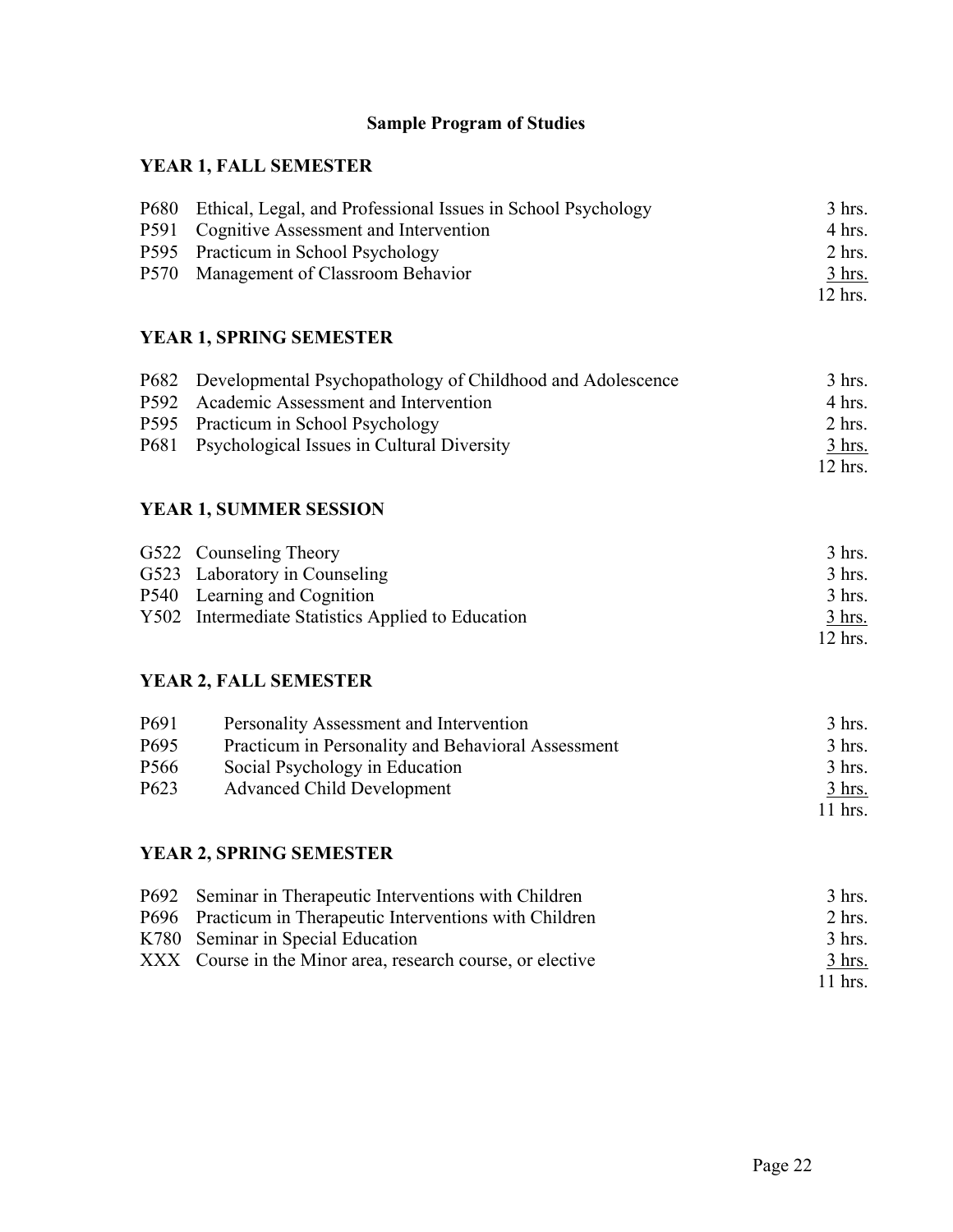# Sample Program of Studies

## YEAR 1, FALL SEMESTER

| Course | Title | Hours |
|---|---|---|
| P680 | Ethical, Legal, and Professional Issues in School Psychology | 3 hrs. |
| P591 | Cognitive Assessment and Intervention | 4 hrs. |
| P595 | Practicum in School Psychology | 2 hrs. |
| P570 | Management of Classroom Behavior | 3 hrs. |
| | | 12 hrs. |

## YEAR 1, SPRING SEMESTER

| Course | Title | Hours |
|---|---|---|
| P682 | Developmental Psychopathology of Childhood and Adolescence | 3 hrs. |
| P592 | Academic Assessment and Intervention | 4 hrs. |
| P595 | Practicum in School Psychology | 2 hrs. |
| P681 | Psychological Issues in Cultural Diversity | 3 hrs. |
| | | 12 hrs. |

## YEAR 1, SUMMER SESSION

| Course | Title | Hours |
|---|---|---|
| G522 | Counseling Theory | 3 hrs. |
| G523 | Laboratory in Counseling | 3 hrs. |
| P540 | Learning and Cognition | 3 hrs. |
| Y502 | Intermediate Statistics Applied to Education | 3 hrs. |
| | | 12 hrs. |

## YEAR 2, FALL SEMESTER

| Course | Title | Hours |
|---|---|---|
| P691 | Personality Assessment and Intervention | 3 hrs. |
| P695 | Practicum in Personality and Behavioral Assessment | 3 hrs. |
| P566 | Social Psychology in Education | 3 hrs. |
| P623 | Advanced Child Development | 3 hrs. |
| | | 11 hrs. |

## YEAR 2, SPRING SEMESTER

| Course | Title | Hours |
|---|---|---|
| P692 | Seminar in Therapeutic Interventions with Children | 3 hrs. |
| P696 | Practicum in Therapeutic Interventions with Children | 2 hrs. |
| K780 | Seminar in Special Education | 3 hrs. |
| XXX | Course in the Minor area, research course, or elective | 3 hrs. |
| | | 11 hrs. |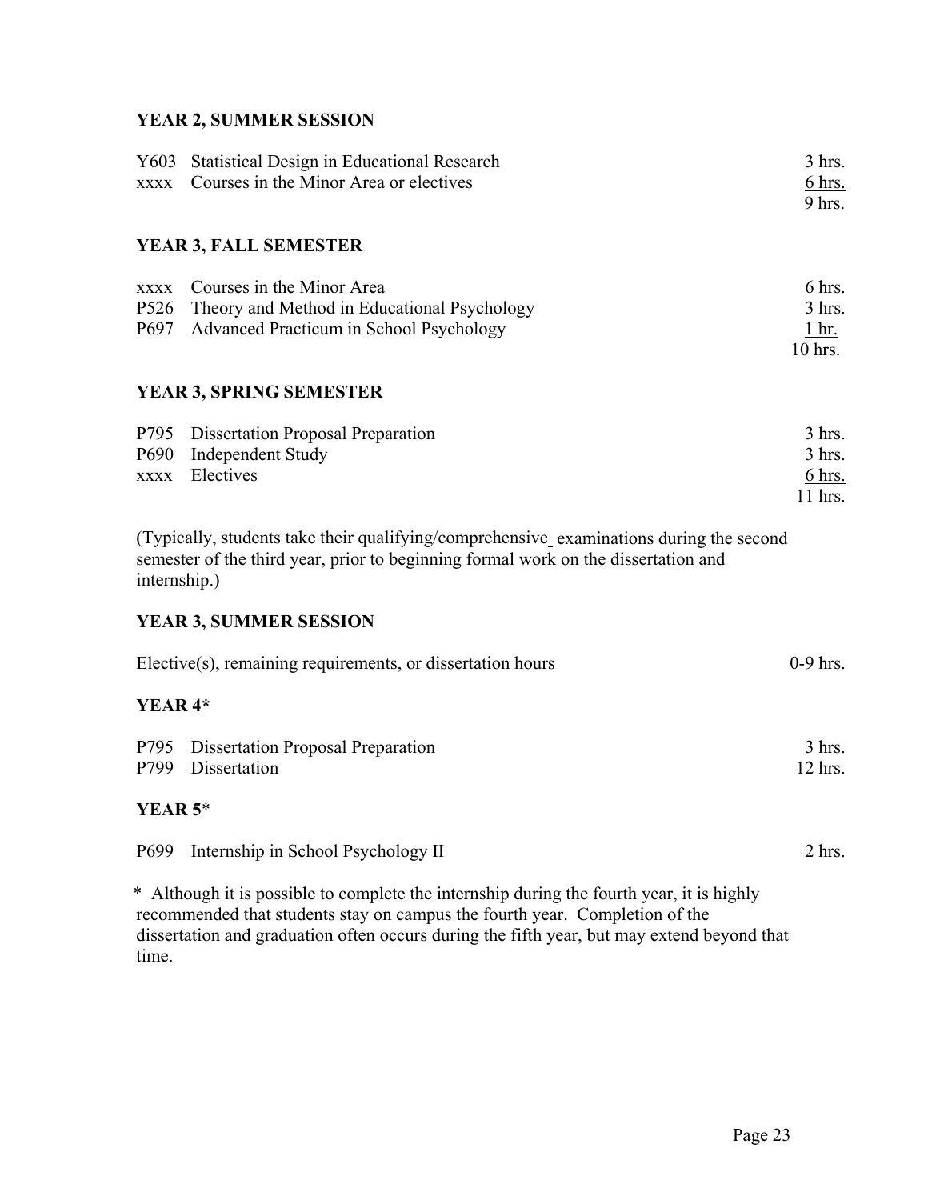### YEAR 2, SUMMER SESSION

| | | |
|---|---|---|
| Y603 | Statistical Design in Educational Research | 3 hrs. |
| xxxx | Courses in the Minor Area or electives | 6 hrs. |
| | | 9 hrs. |

### YEAR 3, FALL SEMESTER

| | | |
|---|---|---|
| xxxx | Courses in the Minor Area | 6 hrs. |
| P526 | Theory and Method in Educational Psychology | 3 hrs. |
| P697 | Advanced Practicum in School Psychology | 1 hr. |
| | | 10 hrs. |

### YEAR 3, SPRING SEMESTER

| | | |
|---|---|---|
| P795 | Dissertation Proposal Preparation | 3 hrs. |
| P690 | Independent Study | 3 hrs. |
| xxxx | Electives | 6 hrs. |
| | | 11 hrs. |

(Typically, students take their qualifying/comprehensive examinations during the second semester of the third year, prior to beginning formal work on the dissertation and internship.)

### YEAR 3, SUMMER SESSION

| | |
|---|---|
| Elective(s), remaining requirements, or dissertation hours | 0-9 hrs. |

### YEAR 4*

| | | |
|---|---|---|
| P795 | Dissertation Proposal Preparation | 3 hrs. |
| P799 | Dissertation | 12 hrs. |

### YEAR 5*

| | | |
|---|---|---|
| P699 | Internship in School Psychology II | 2 hrs. |

* Although it is possible to complete the internship during the fourth year, it is highly recommended that students stay on campus the fourth year. Completion of the dissertation and graduation often occurs during the fifth year, but may extend beyond that time.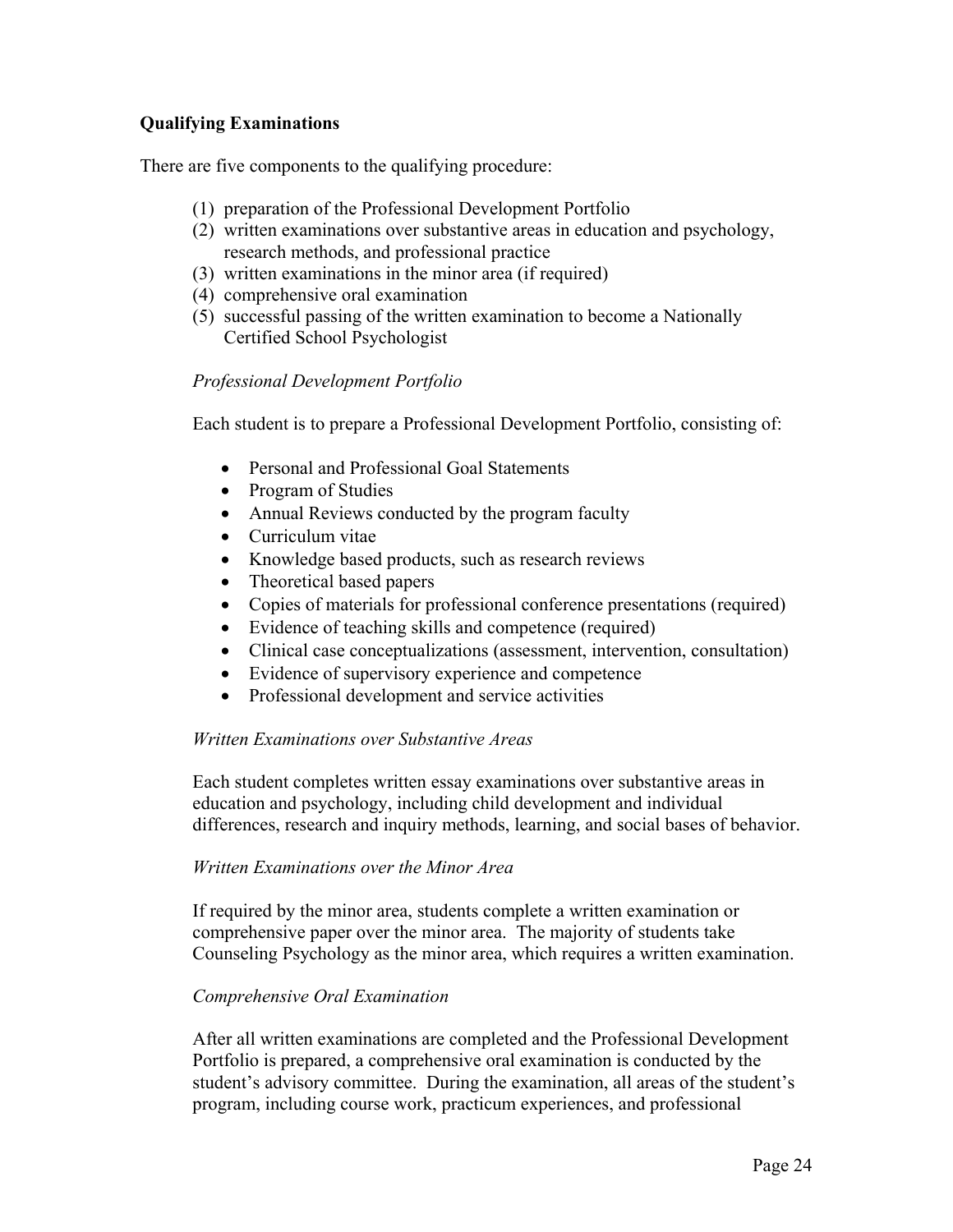## Qualifying Examinations

There are five components to the qualifying procedure:

(1) preparation of the Professional Development Portfolio
(2) written examinations over substantive areas in education and psychology, research methods, and professional practice
(3) written examinations in the minor area (if required)
(4) comprehensive oral examination
(5) successful passing of the written examination to become a Nationally Certified School Psychologist

### *Professional Development Portfolio*

Each student is to prepare a Professional Development Portfolio, consisting of:

- Personal and Professional Goal Statements
- Program of Studies
- Annual Reviews conducted by the program faculty
- Curriculum vitae
- Knowledge based products, such as research reviews
- Theoretical based papers
- Copies of materials for professional conference presentations (required)
- Evidence of teaching skills and competence (required)
- Clinical case conceptualizations (assessment, intervention, consultation)
- Evidence of supervisory experience and competence
- Professional development and service activities

### *Written Examinations over Substantive Areas*

Each student completes written essay examinations over substantive areas in education and psychology, including child development and individual differences, research and inquiry methods, learning, and social bases of behavior.

### *Written Examinations over the Minor Area*

If required by the minor area, students complete a written examination or comprehensive paper over the minor area. The majority of students take Counseling Psychology as the minor area, which requires a written examination.

### *Comprehensive Oral Examination*

After all written examinations are completed and the Professional Development Portfolio is prepared, a comprehensive oral examination is conducted by the student's advisory committee. During the examination, all areas of the student's program, including course work, practicum experiences, and professional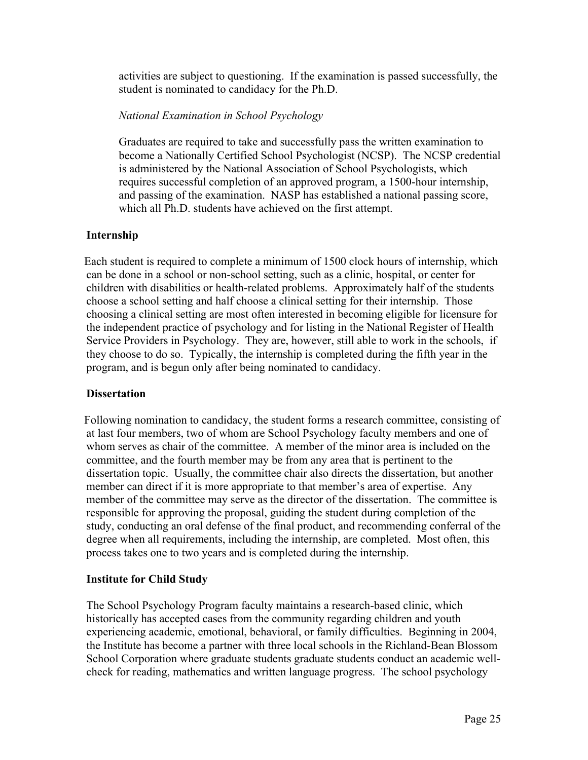activities are subject to questioning. If the examination is passed successfully, the student is nominated to candidacy for the Ph.D.

*National Examination in School Psychology*

Graduates are required to take and successfully pass the written examination to become a Nationally Certified School Psychologist (NCSP). The NCSP credential is administered by the National Association of School Psychologists, which requires successful completion of an approved program, a 1500-hour internship, and passing of the examination. NASP has established a national passing score, which all Ph.D. students have achieved on the first attempt.

**Internship**

Each student is required to complete a minimum of 1500 clock hours of internship, which can be done in a school or non-school setting, such as a clinic, hospital, or center for children with disabilities or health-related problems. Approximately half of the students choose a school setting and half choose a clinical setting for their internship. Those choosing a clinical setting are most often interested in becoming eligible for licensure for the independent practice of psychology and for listing in the National Register of Health Service Providers in Psychology. They are, however, still able to work in the schools, if they choose to do so. Typically, the internship is completed during the fifth year in the program, and is begun only after being nominated to candidacy.

**Dissertation**

Following nomination to candidacy, the student forms a research committee, consisting of at last four members, two of whom are School Psychology faculty members and one of whom serves as chair of the committee. A member of the minor area is included on the committee, and the fourth member may be from any area that is pertinent to the dissertation topic. Usually, the committee chair also directs the dissertation, but another member can direct if it is more appropriate to that member's area of expertise. Any member of the committee may serve as the director of the dissertation. The committee is responsible for approving the proposal, guiding the student during completion of the study, conducting an oral defense of the final product, and recommending conferral of the degree when all requirements, including the internship, are completed. Most often, this process takes one to two years and is completed during the internship.

**Institute for Child Study**

The School Psychology Program faculty maintains a research-based clinic, which historically has accepted cases from the community regarding children and youth experiencing academic, emotional, behavioral, or family difficulties. Beginning in 2004, the Institute has become a partner with three local schools in the Richland-Bean Blossom School Corporation where graduate students graduate students conduct an academic well-check for reading, mathematics and written language progress. The school psychology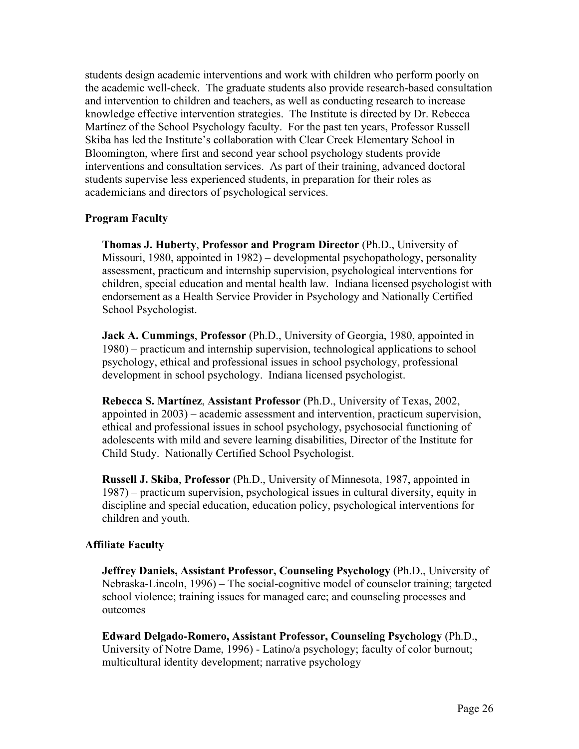students design academic interventions and work with children who perform poorly on the academic well-check. The graduate students also provide research-based consultation and intervention to children and teachers, as well as conducting research to increase knowledge effective intervention strategies. The Institute is directed by Dr. Rebecca Martínez of the School Psychology faculty. For the past ten years, Professor Russell Skiba has led the Institute's collaboration with Clear Creek Elementary School in Bloomington, where first and second year school psychology students provide interventions and consultation services. As part of their training, advanced doctoral students supervise less experienced students, in preparation for their roles as academicians and directors of psychological services.

### Program Faculty

**Thomas J. Huberty**, **Professor and Program Director** (Ph.D., University of Missouri, 1980, appointed in 1982) – developmental psychopathology, personality assessment, practicum and internship supervision, psychological interventions for children, special education and mental health law. Indiana licensed psychologist with endorsement as a Health Service Provider in Psychology and Nationally Certified School Psychologist.

**Jack A. Cummings**, **Professor** (Ph.D., University of Georgia, 1980, appointed in 1980) – practicum and internship supervision, technological applications to school psychology, ethical and professional issues in school psychology, professional development in school psychology. Indiana licensed psychologist.

**Rebecca S. Martínez**, **Assistant Professor** (Ph.D., University of Texas, 2002, appointed in 2003) – academic assessment and intervention, practicum supervision, ethical and professional issues in school psychology, psychosocial functioning of adolescents with mild and severe learning disabilities, Director of the Institute for Child Study. Nationally Certified School Psychologist.

**Russell J. Skiba**, **Professor** (Ph.D., University of Minnesota, 1987, appointed in 1987) – practicum supervision, psychological issues in cultural diversity, equity in discipline and special education, education policy, psychological interventions for children and youth.

### Affiliate Faculty

**Jeffrey Daniels, Assistant Professor, Counseling Psychology** (Ph.D., University of Nebraska-Lincoln, 1996) – The social-cognitive model of counselor training; targeted school violence; training issues for managed care; and counseling processes and outcomes

**Edward Delgado-Romero, Assistant Professor, Counseling Psychology** (Ph.D., University of Notre Dame, 1996) - Latino/a psychology; faculty of color burnout; multicultural identity development; narrative psychology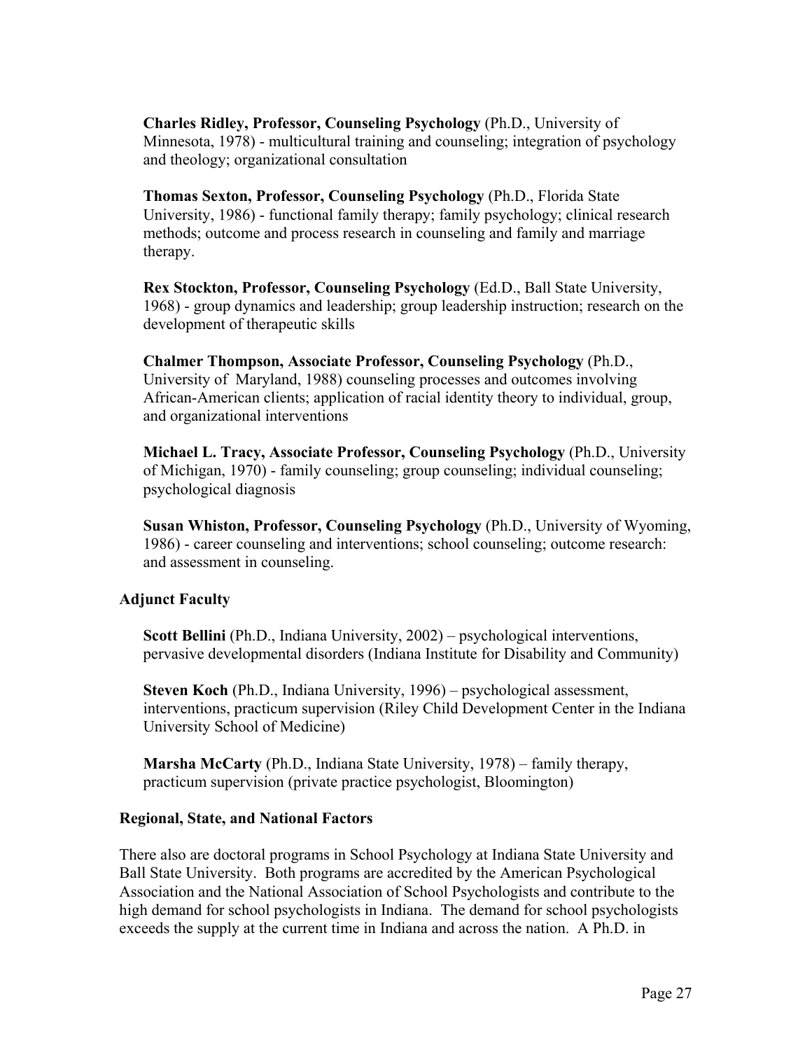**Charles Ridley, Professor, Counseling Psychology** (Ph.D., University of Minnesota, 1978) - multicultural training and counseling; integration of psychology and theology; organizational consultation

**Thomas Sexton, Professor, Counseling Psychology** (Ph.D., Florida State University, 1986) - functional family therapy; family psychology; clinical research methods; outcome and process research in counseling and family and marriage therapy.

**Rex Stockton, Professor, Counseling Psychology** (Ed.D., Ball State University, 1968) - group dynamics and leadership; group leadership instruction; research on the development of therapeutic skills

**Chalmer Thompson, Associate Professor, Counseling Psychology** (Ph.D., University of Maryland, 1988) counseling processes and outcomes involving African-American clients; application of racial identity theory to individual, group, and organizational interventions

**Michael L. Tracy, Associate Professor, Counseling Psychology** (Ph.D., University of Michigan, 1970) - family counseling; group counseling; individual counseling; psychological diagnosis

**Susan Whiston, Professor, Counseling Psychology** (Ph.D., University of Wyoming, 1986) - career counseling and interventions; school counseling; outcome research: and assessment in counseling.

**Adjunct Faculty**

**Scott Bellini** (Ph.D., Indiana University, 2002) – psychological interventions, pervasive developmental disorders (Indiana Institute for Disability and Community)

**Steven Koch** (Ph.D., Indiana University, 1996) – psychological assessment, interventions, practicum supervision (Riley Child Development Center in the Indiana University School of Medicine)

**Marsha McCarty** (Ph.D., Indiana State University, 1978) – family therapy, practicum supervision (private practice psychologist, Bloomington)

**Regional, State, and National Factors**

There also are doctoral programs in School Psychology at Indiana State University and Ball State University. Both programs are accredited by the American Psychological Association and the National Association of School Psychologists and contribute to the high demand for school psychologists in Indiana. The demand for school psychologists exceeds the supply at the current time in Indiana and across the nation. A Ph.D. in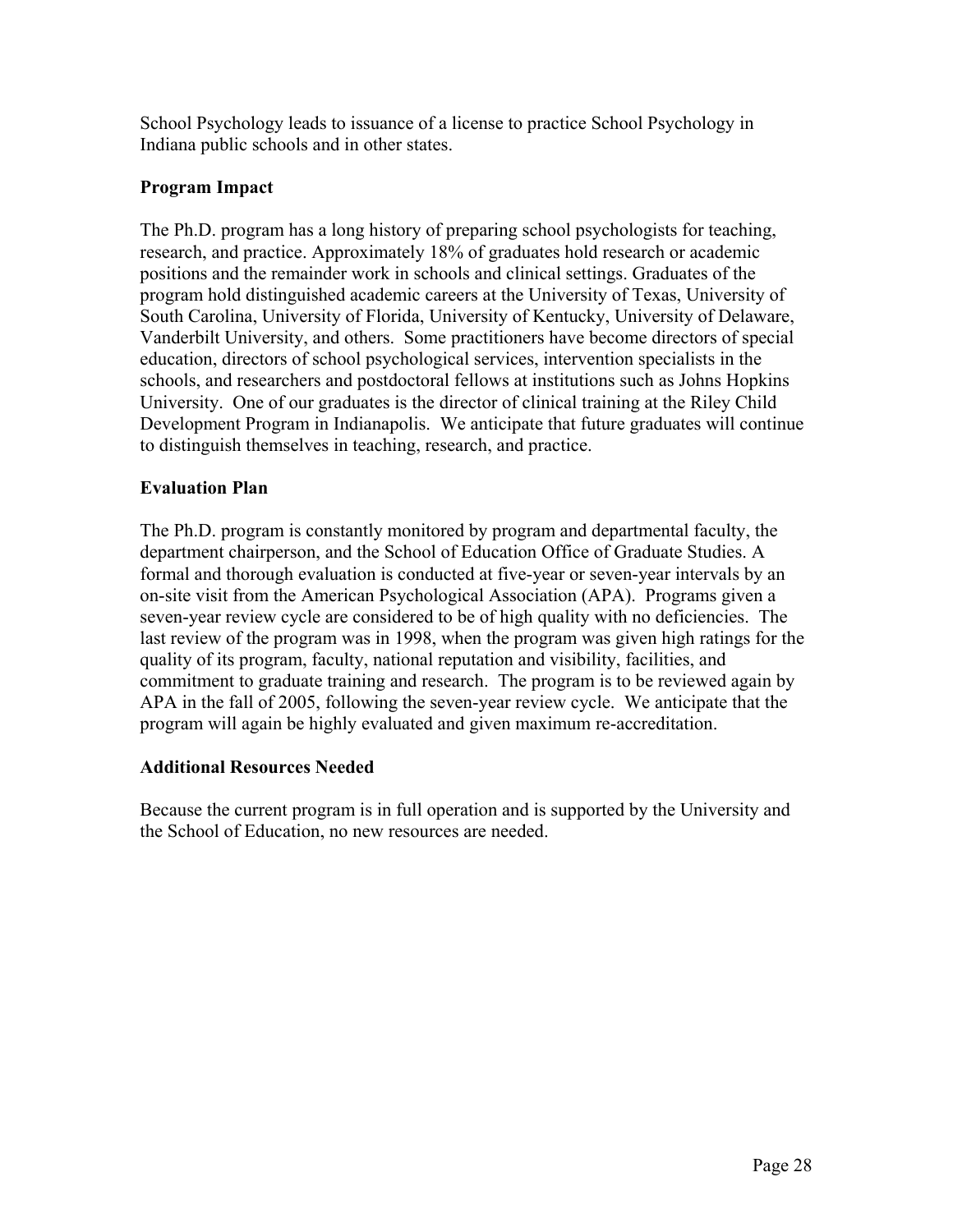School Psychology leads to issuance of a license to practice School Psychology in Indiana public schools and in other states.

**Program Impact**

The Ph.D. program has a long history of preparing school psychologists for teaching, research, and practice. Approximately 18% of graduates hold research or academic positions and the remainder work in schools and clinical settings. Graduates of the program hold distinguished academic careers at the University of Texas, University of South Carolina, University of Florida, University of Kentucky, University of Delaware, Vanderbilt University, and others. Some practitioners have become directors of special education, directors of school psychological services, intervention specialists in the schools, and researchers and postdoctoral fellows at institutions such as Johns Hopkins University. One of our graduates is the director of clinical training at the Riley Child Development Program in Indianapolis. We anticipate that future graduates will continue to distinguish themselves in teaching, research, and practice.

**Evaluation Plan**

The Ph.D. program is constantly monitored by program and departmental faculty, the department chairperson, and the School of Education Office of Graduate Studies. A formal and thorough evaluation is conducted at five-year or seven-year intervals by an on-site visit from the American Psychological Association (APA). Programs given a seven-year review cycle are considered to be of high quality with no deficiencies. The last review of the program was in 1998, when the program was given high ratings for the quality of its program, faculty, national reputation and visibility, facilities, and commitment to graduate training and research. The program is to be reviewed again by APA in the fall of 2005, following the seven-year review cycle. We anticipate that the program will again be highly evaluated and given maximum re-accreditation.

**Additional Resources Needed**

Because the current program is in full operation and is supported by the University and the School of Education, no new resources are needed.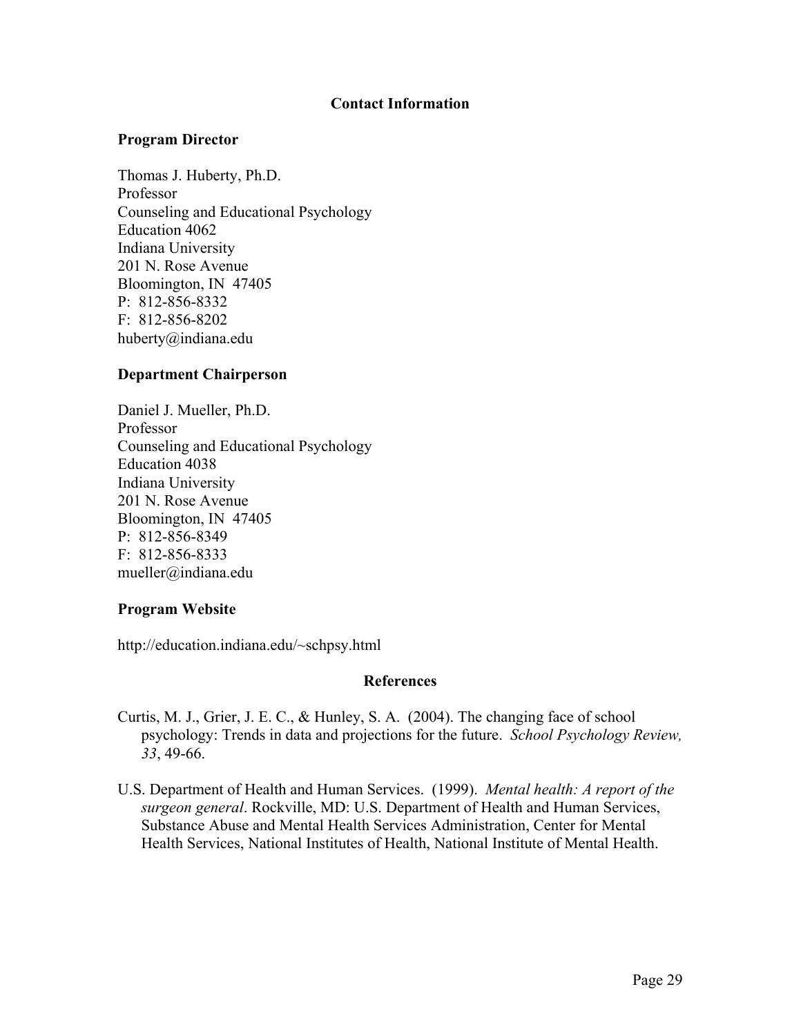## Contact Information

### Program Director

Thomas J. Huberty, Ph.D.
Professor
Counseling and Educational Psychology
Education 4062
Indiana University
201 N. Rose Avenue
Bloomington, IN 47405
P: 812-856-8332
F: 812-856-8202
huberty@indiana.edu

### Department Chairperson

Daniel J. Mueller, Ph.D.
Professor
Counseling and Educational Psychology
Education 4038
Indiana University
201 N. Rose Avenue
Bloomington, IN 47405
P: 812-856-8349
F: 812-856-8333
mueller@indiana.edu

### Program Website

http://education.indiana.edu/~schpsy.html

## References

Curtis, M. J., Grier, J. E. C., & Hunley, S. A. (2004). The changing face of school psychology: Trends in data and projections for the future. *School Psychology Review, 33*, 49-66.

U.S. Department of Health and Human Services. (1999). *Mental health: A report of the surgeon general*. Rockville, MD: U.S. Department of Health and Human Services, Substance Abuse and Mental Health Services Administration, Center for Mental Health Services, National Institutes of Health, National Institute of Mental Health.